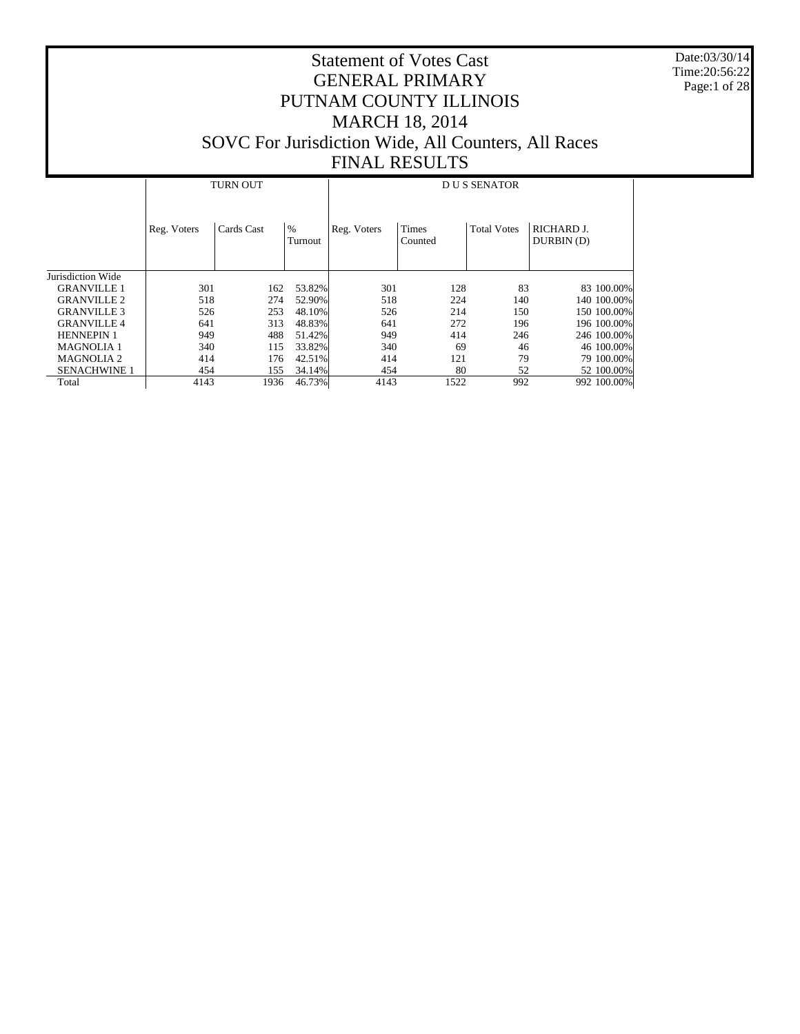# Statement of Votes Cast
# GENERAL PRIMARY
# PUTNAM COUNTY ILLINOIS
# MARCH 18, 2014
# SOVC For Jurisdiction Wide, All Counters, All Races
# FINAL RESULTS

Date:03/30/14
Time:20:56:22

| | TURN OUT | | | D U S SENATOR | | | | |
|---|---|---|---|---|---|---|---|---|
| | Reg. Voters | Cards Cast | % Turnout | Reg. Voters | Times Counted | Total Votes | RICHARD J. DURBIN (D) | |
| Jurisdiction Wide | | | | | | | | |
| GRANVILLE 1 | 301 | 162 | 53.82% | 301 | 128 | 83 | 83 | 100.00% |
| GRANVILLE 2 | 518 | 274 | 52.90% | 518 | 224 | 140 | 140 | 100.00% |
| GRANVILLE 3 | 526 | 253 | 48.10% | 526 | 214 | 150 | 150 | 100.00% |
| GRANVILLE 4 | 641 | 313 | 48.83% | 641 | 272 | 196 | 196 | 100.00% |
| HENNEPIN 1 | 949 | 488 | 51.42% | 949 | 414 | 246 | 246 | 100.00% |
| MAGNOLIA 1 | 340 | 115 | 33.82% | 340 | 69 | 46 | 46 | 100.00% |
| MAGNOLIA 2 | 414 | 176 | 42.51% | 414 | 121 | 79 | 79 | 100.00% |
| SENACHWINE 1 | 454 | 155 | 34.14% | 454 | 80 | 52 | 52 | 100.00% |
| Total | 4143 | 1936 | 46.73% | 4143 | 1522 | 992 | 992 | 100.00% |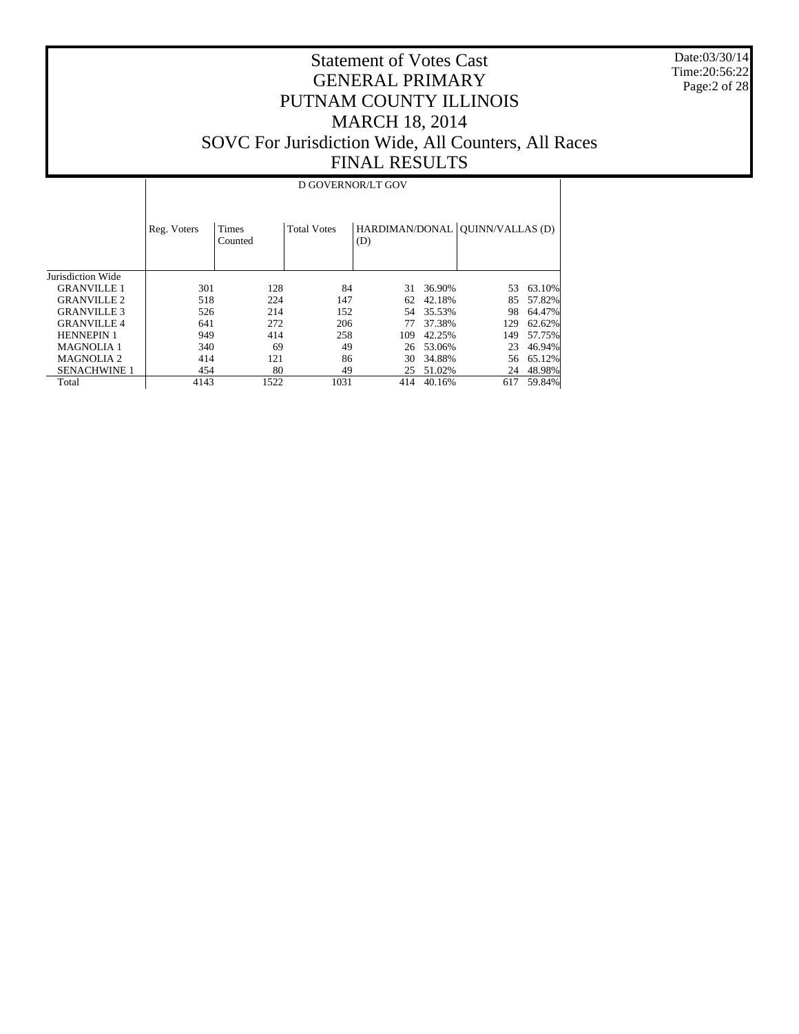# Statement of Votes Cast
# GENERAL PRIMARY
# PUTNAM COUNTY ILLINOIS
# MARCH 18, 2014
# SOVC For Jurisdiction Wide, All Counters, All Races
# FINAL RESULTS

Date:03/30/14
Time:20:56:22

| | D GOVERNOR/LT GOV | | | | | | |
|---|---|---|---|---|---|---|---|
| | Reg. Voters | Times Counted | Total Votes | HARDIMAN/DONAL (D) | | QUINN/VALLAS (D) | |
| Jurisdiction Wide | | | | | | | |
| GRANVILLE 1 | 301 | 128 | 84 | 31 | 36.90% | 53 | 63.10% |
| GRANVILLE 2 | 518 | 224 | 147 | 62 | 42.18% | 85 | 57.82% |
| GRANVILLE 3 | 526 | 214 | 152 | 54 | 35.53% | 98 | 64.47% |
| GRANVILLE 4 | 641 | 272 | 206 | 77 | 37.38% | 129 | 62.62% |
| HENNEPIN 1 | 949 | 414 | 258 | 109 | 42.25% | 149 | 57.75% |
| MAGNOLIA 1 | 340 | 69 | 49 | 26 | 53.06% | 23 | 46.94% |
| MAGNOLIA 2 | 414 | 121 | 86 | 30 | 34.88% | 56 | 65.12% |
| SENACHWINE 1 | 454 | 80 | 49 | 25 | 51.02% | 24 | 48.98% |
| Total | 4143 | 1522 | 1031 | 414 | 40.16% | 617 | 59.84% |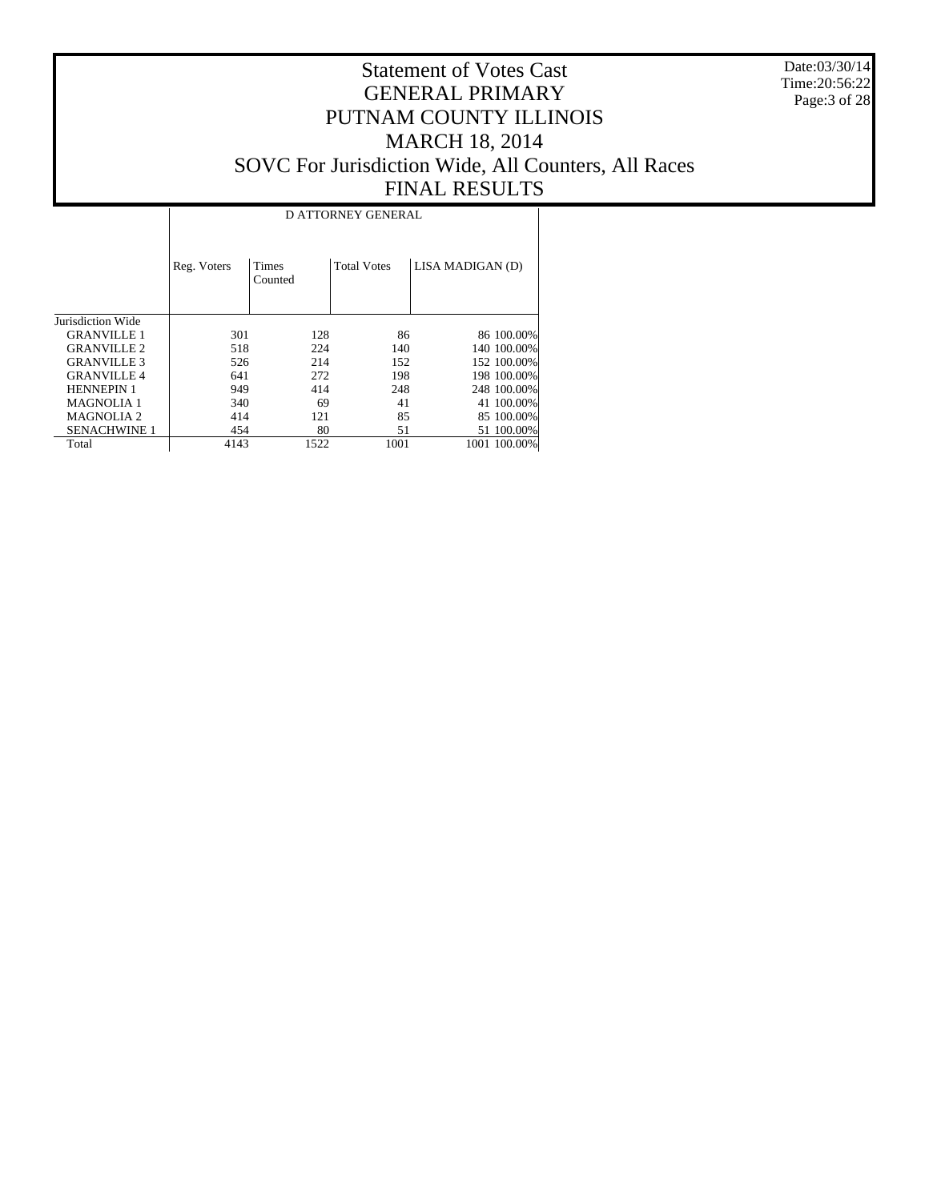# Statement of Votes Cast
# GENERAL PRIMARY
# PUTNAM COUNTY ILLINOIS
# MARCH 18, 2014
# SOVC For Jurisdiction Wide, All Counters, All Races
# FINAL RESULTS

Date:03/30/14
Time:20:56:22

| | D ATTORNEY GENERAL | | | | |
|---|---|---|---|---|---|
| | Reg. Voters | Times Counted | Total Votes | LISA MADIGAN (D) | |
| Jurisdiction Wide | | | | | |
| GRANVILLE 1 | 301 | 128 | 86 | 86 | 100.00% |
| GRANVILLE 2 | 518 | 224 | 140 | 140 | 100.00% |
| GRANVILLE 3 | 526 | 214 | 152 | 152 | 100.00% |
| GRANVILLE 4 | 641 | 272 | 198 | 198 | 100.00% |
| HENNEPIN 1 | 949 | 414 | 248 | 248 | 100.00% |
| MAGNOLIA 1 | 340 | 69 | 41 | 41 | 100.00% |
| MAGNOLIA 2 | 414 | 121 | 85 | 85 | 100.00% |
| SENACHWINE 1 | 454 | 80 | 51 | 51 | 100.00% |
| Total | 4143 | 1522 | 1001 | 1001 | 100.00% |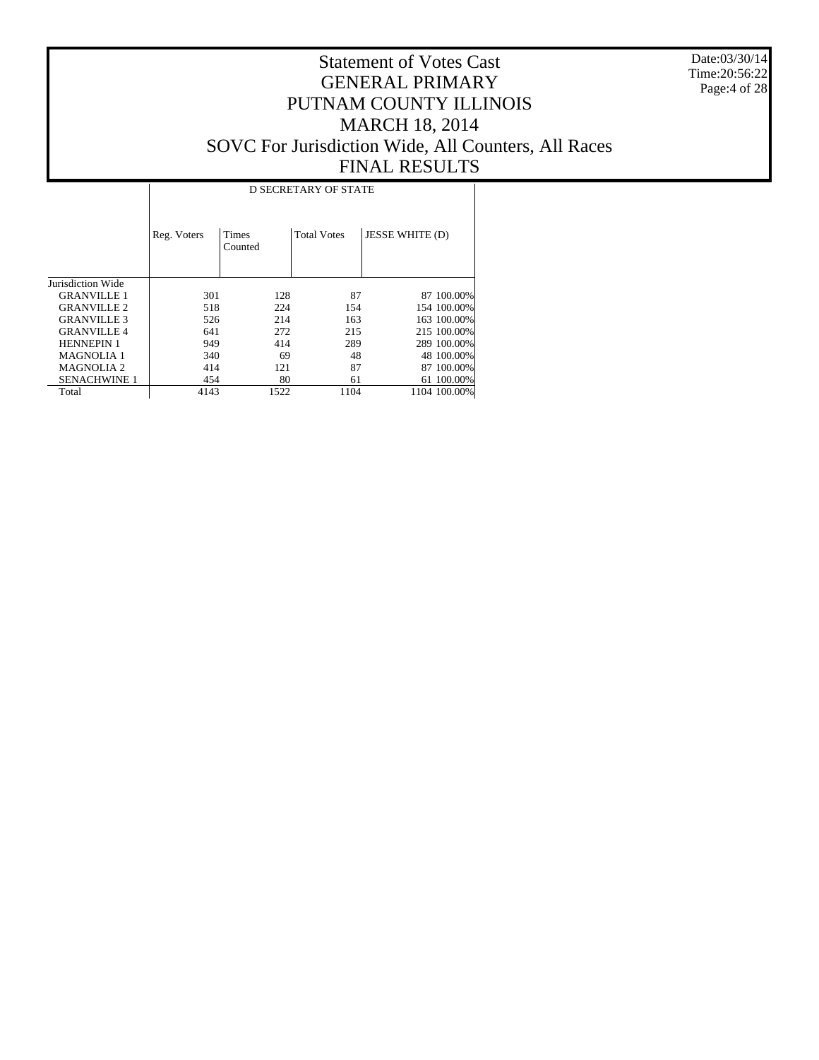# Statement of Votes Cast
## GENERAL PRIMARY
## PUTNAM COUNTY ILLINOIS
## MARCH 18, 2014
## SOVC For Jurisdiction Wide, All Counters, All Races
## FINAL RESULTS

| | D SECRETARY OF STATE | | | | |
|---|---|---|---|---|---|
| | Reg. Voters | Times Counted | Total Votes | JESSE WHITE (D) | |
| Jurisdiction Wide | | | | | |
| GRANVILLE 1 | 301 | 128 | 87 | 87 | 100.00% |
| GRANVILLE 2 | 518 | 224 | 154 | 154 | 100.00% |
| GRANVILLE 3 | 526 | 214 | 163 | 163 | 100.00% |
| GRANVILLE 4 | 641 | 272 | 215 | 215 | 100.00% |
| HENNEPIN 1 | 949 | 414 | 289 | 289 | 100.00% |
| MAGNOLIA 1 | 340 | 69 | 48 | 48 | 100.00% |
| MAGNOLIA 2 | 414 | 121 | 87 | 87 | 100.00% |
| SENACHWINE 1 | 454 | 80 | 61 | 61 | 100.00% |
| Total | 4143 | 1522 | 1104 | 1104 | 100.00% |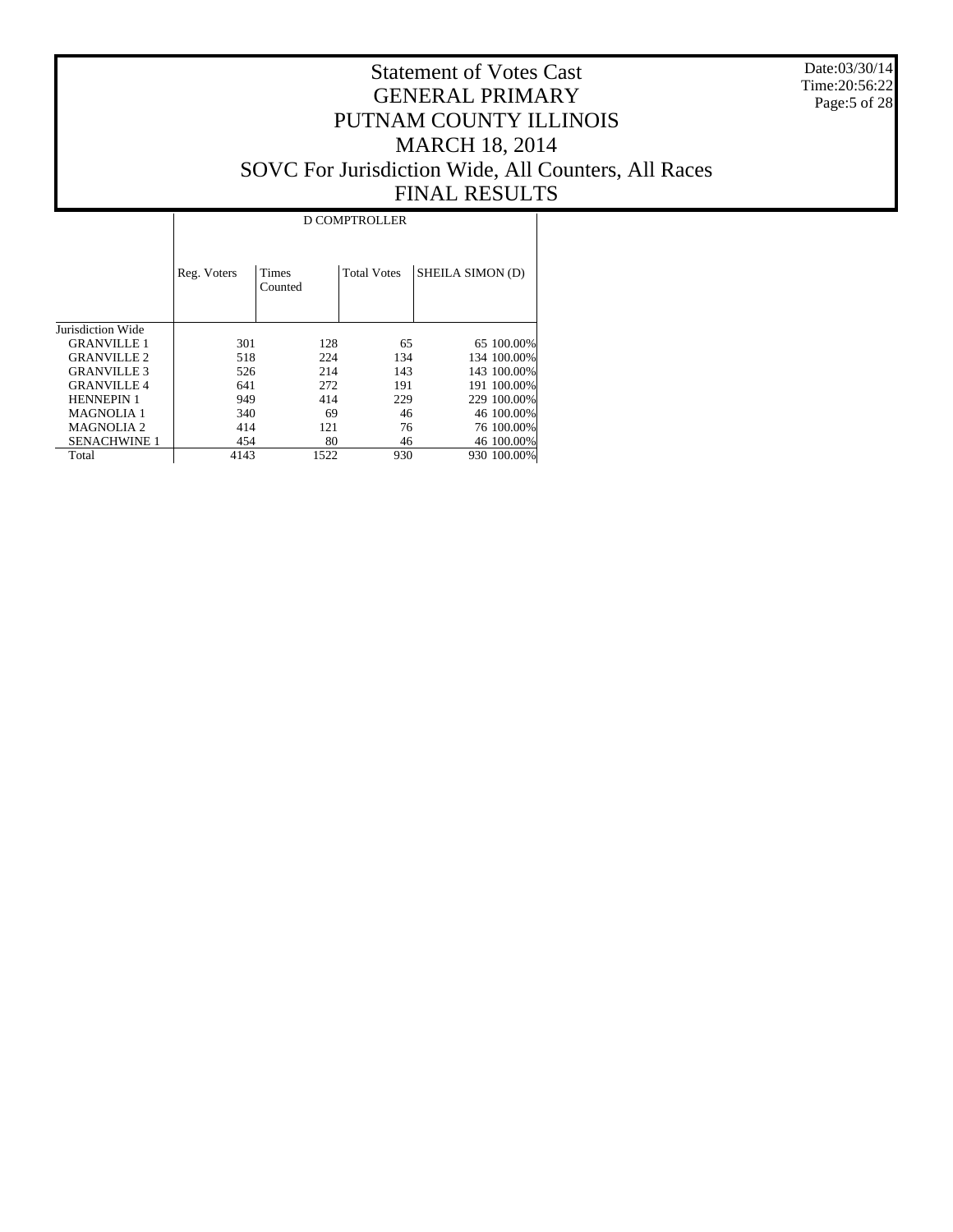# Statement of Votes Cast
# GENERAL PRIMARY
# PUTNAM COUNTY ILLINOIS
# MARCH 18, 2014
# SOVC For Jurisdiction Wide, All Counters, All Races
# FINAL RESULTS

Date:03/30/14
Time:20:56:22

| | D COMPTROLLER | | | | |
|---|---|---|---|---|---|
| | Reg. Voters | Times Counted | Total Votes | SHEILA SIMON (D) | |
| Jurisdiction Wide | | | | | |
| GRANVILLE 1 | 301 | 128 | 65 | 65 | 100.00% |
| GRANVILLE 2 | 518 | 224 | 134 | 134 | 100.00% |
| GRANVILLE 3 | 526 | 214 | 143 | 143 | 100.00% |
| GRANVILLE 4 | 641 | 272 | 191 | 191 | 100.00% |
| HENNEPIN 1 | 949 | 414 | 229 | 229 | 100.00% |
| MAGNOLIA 1 | 340 | 69 | 46 | 46 | 100.00% |
| MAGNOLIA 2 | 414 | 121 | 76 | 76 | 100.00% |
| SENACHWINE 1 | 454 | 80 | 46 | 46 | 100.00% |
| Total | 4143 | 1522 | 930 | 930 | 100.00% |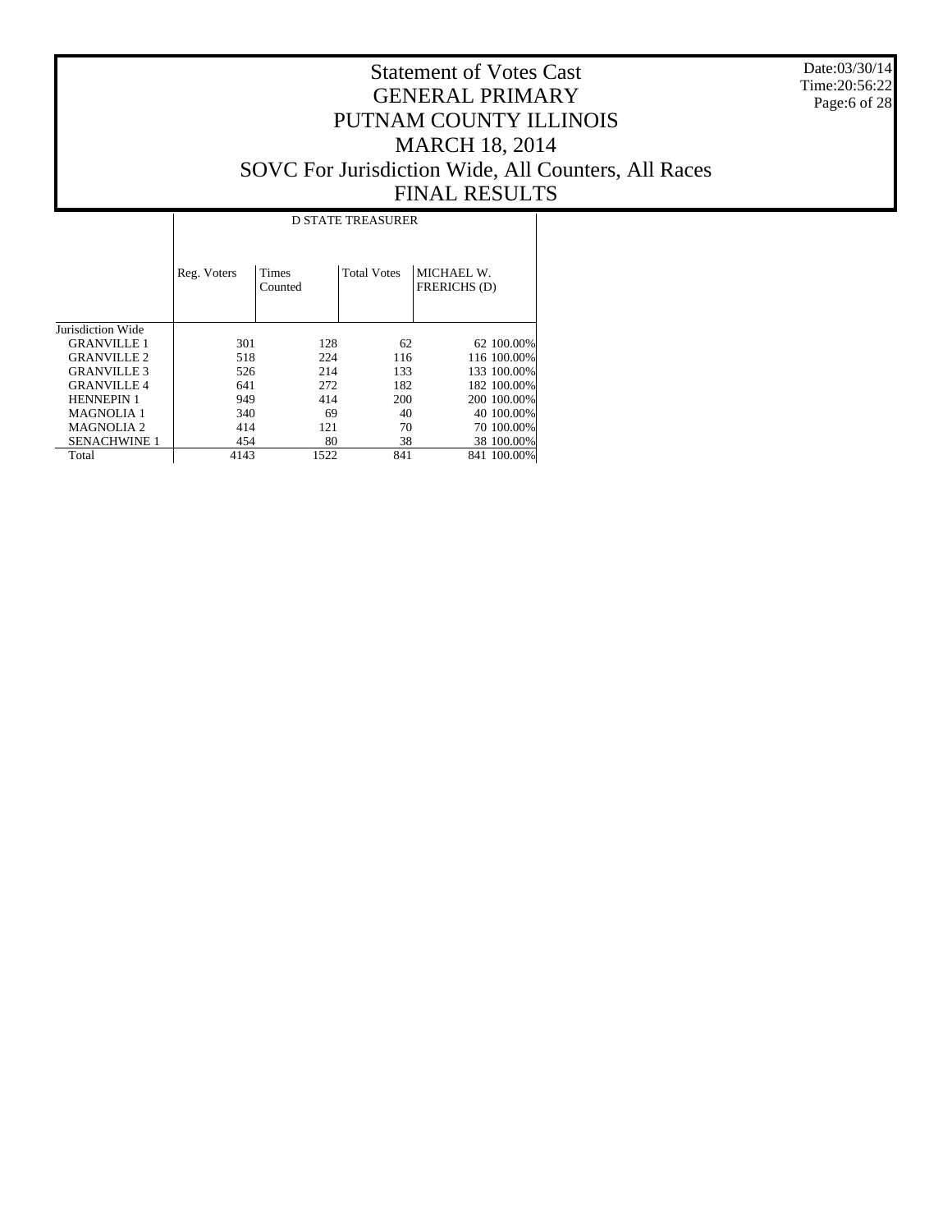# Statement of Votes Cast
# GENERAL PRIMARY
# PUTNAM COUNTY ILLINOIS
# MARCH 18, 2014
# SOVC For Jurisdiction Wide, All Counters, All Races
# FINAL RESULTS

Date:03/30/14
Time:20:56:22

| | D STATE TREASURER | | | | |
|---|---|---|---|---|---|
| | Reg. Voters | Times Counted | Total Votes | MICHAEL W. FRERICHS (D) | |
| Jurisdiction Wide | | | | | |
| GRANVILLE 1 | 301 | 128 | 62 | 62 | 100.00% |
| GRANVILLE 2 | 518 | 224 | 116 | 116 | 100.00% |
| GRANVILLE 3 | 526 | 214 | 133 | 133 | 100.00% |
| GRANVILLE 4 | 641 | 272 | 182 | 182 | 100.00% |
| HENNEPIN 1 | 949 | 414 | 200 | 200 | 100.00% |
| MAGNOLIA 1 | 340 | 69 | 40 | 40 | 100.00% |
| MAGNOLIA 2 | 414 | 121 | 70 | 70 | 100.00% |
| SENACHWINE 1 | 454 | 80 | 38 | 38 | 100.00% |
| Total | 4143 | 1522 | 841 | 841 | 100.00% |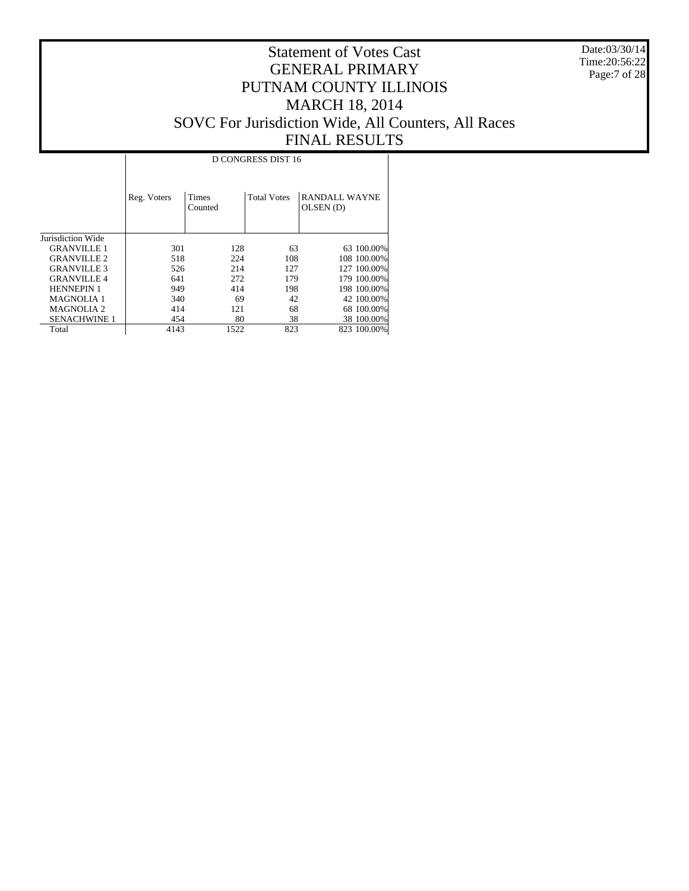# Statement of Votes Cast
# GENERAL PRIMARY
# PUTNAM COUNTY ILLINOIS
# MARCH 18, 2014
# SOVC For Jurisdiction Wide, All Counters, All Races
# FINAL RESULTS

Date:03/30/14
Time:20:56:22

| | D CONGRESS DIST 16 | | | | |
|---|---|---|---|---|---|
| | Reg. Voters | Times Counted | Total Votes | RANDALL WAYNE OLSEN (D) | |
| Jurisdiction Wide | | | | | |
| GRANVILLE 1 | 301 | 128 | 63 | 63 | 100.00% |
| GRANVILLE 2 | 518 | 224 | 108 | 108 | 100.00% |
| GRANVILLE 3 | 526 | 214 | 127 | 127 | 100.00% |
| GRANVILLE 4 | 641 | 272 | 179 | 179 | 100.00% |
| HENNEPIN 1 | 949 | 414 | 198 | 198 | 100.00% |
| MAGNOLIA 1 | 340 | 69 | 42 | 42 | 100.00% |
| MAGNOLIA 2 | 414 | 121 | 68 | 68 | 100.00% |
| SENACHWINE 1 | 454 | 80 | 38 | 38 | 100.00% |
| Total | 4143 | 1522 | 823 | 823 | 100.00% |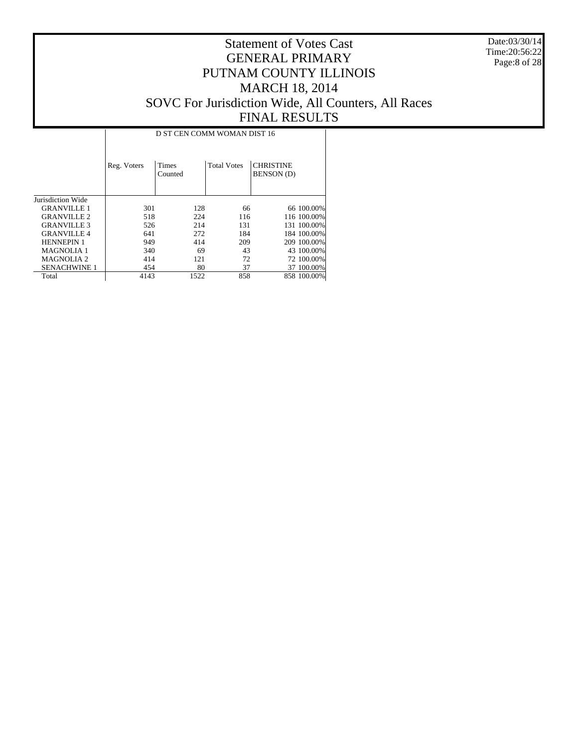# Statement of Votes Cast
# GENERAL PRIMARY
# PUTNAM COUNTY ILLINOIS
# MARCH 18, 2014
# SOVC For Jurisdiction Wide, All Counters, All Races
# FINAL RESULTS

Date:03/30/14
Time:20:56:22

| | D ST CEN COMM WOMAN DIST 16 | | | | |
|---|---|---|---|---|---|
| | Reg. Voters | Times Counted | Total Votes | CHRISTINE BENSON (D) | |
| Jurisdiction Wide | | | | | |
| GRANVILLE 1 | 301 | 128 | 66 | 66 | 100.00% |
| GRANVILLE 2 | 518 | 224 | 116 | 116 | 100.00% |
| GRANVILLE 3 | 526 | 214 | 131 | 131 | 100.00% |
| GRANVILLE 4 | 641 | 272 | 184 | 184 | 100.00% |
| HENNEPIN 1 | 949 | 414 | 209 | 209 | 100.00% |
| MAGNOLIA 1 | 340 | 69 | 43 | 43 | 100.00% |
| MAGNOLIA 2 | 414 | 121 | 72 | 72 | 100.00% |
| SENACHWINE 1 | 454 | 80 | 37 | 37 | 100.00% |
| Total | 4143 | 1522 | 858 | 858 | 100.00% |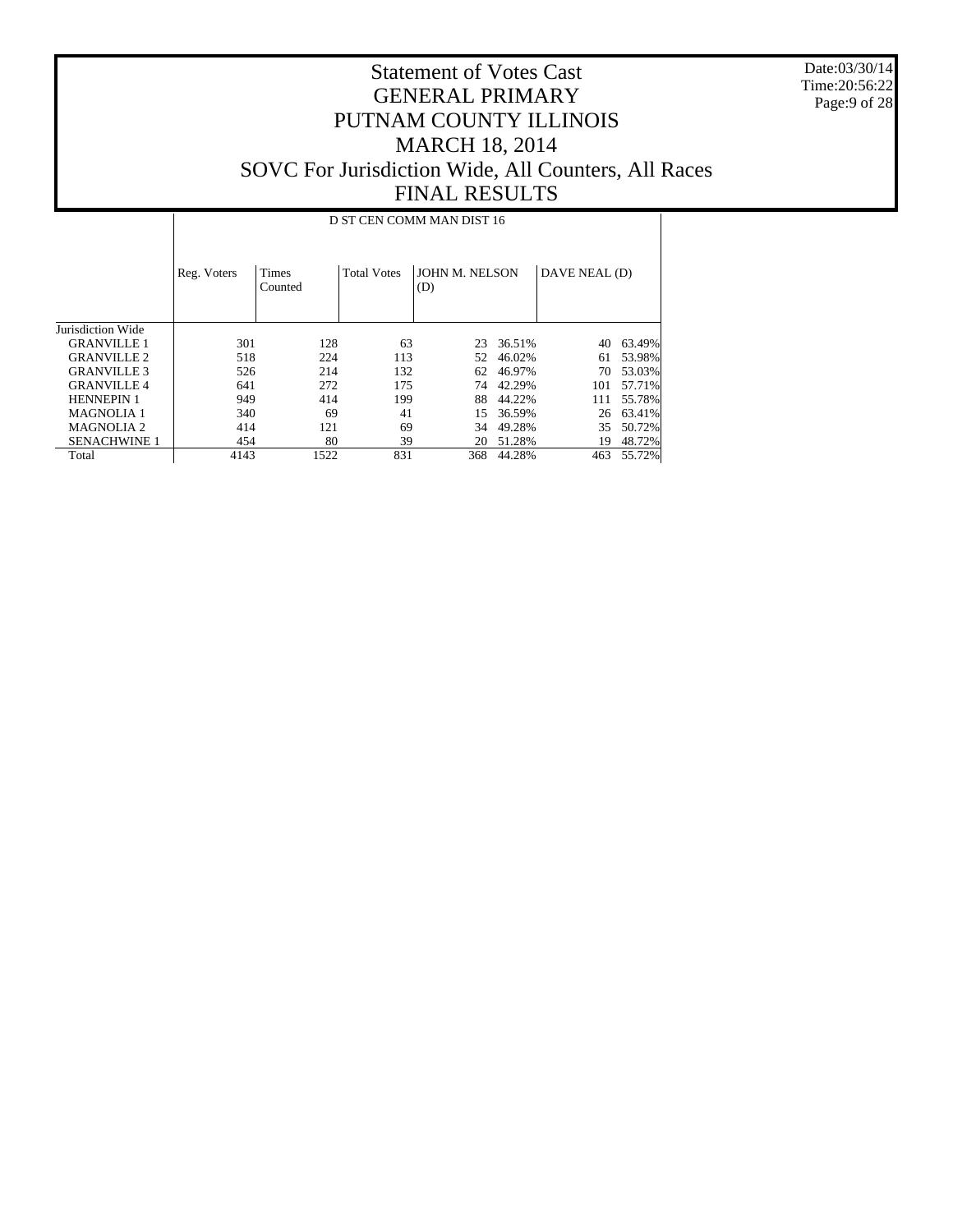# Statement of Votes Cast
# GENERAL PRIMARY
# PUTNAM COUNTY ILLINOIS
# MARCH 18, 2014
# SOVC For Jurisdiction Wide, All Counters, All Races
# FINAL RESULTS

Date:03/30/14
Time:20:56:22

| | D ST CEN COMM MAN DIST 16 | | | | | | |
|---|---|---|---|---|---|---|---|
| | Reg. Voters | Times Counted | Total Votes | JOHN M. NELSON (D) | | DAVE NEAL (D) | |
| Jurisdiction Wide | | | | | | | |
| GRANVILLE 1 | 301 | 128 | 63 | 23 | 36.51% | 40 | 63.49% |
| GRANVILLE 2 | 518 | 224 | 113 | 52 | 46.02% | 61 | 53.98% |
| GRANVILLE 3 | 526 | 214 | 132 | 62 | 46.97% | 70 | 53.03% |
| GRANVILLE 4 | 641 | 272 | 175 | 74 | 42.29% | 101 | 57.71% |
| HENNEPIN 1 | 949 | 414 | 199 | 88 | 44.22% | 111 | 55.78% |
| MAGNOLIA 1 | 340 | 69 | 41 | 15 | 36.59% | 26 | 63.41% |
| MAGNOLIA 2 | 414 | 121 | 69 | 34 | 49.28% | 35 | 50.72% |
| SENACHWINE 1 | 454 | 80 | 39 | 20 | 51.28% | 19 | 48.72% |
| Total | 4143 | 1522 | 831 | 368 | 44.28% | 463 | 55.72% |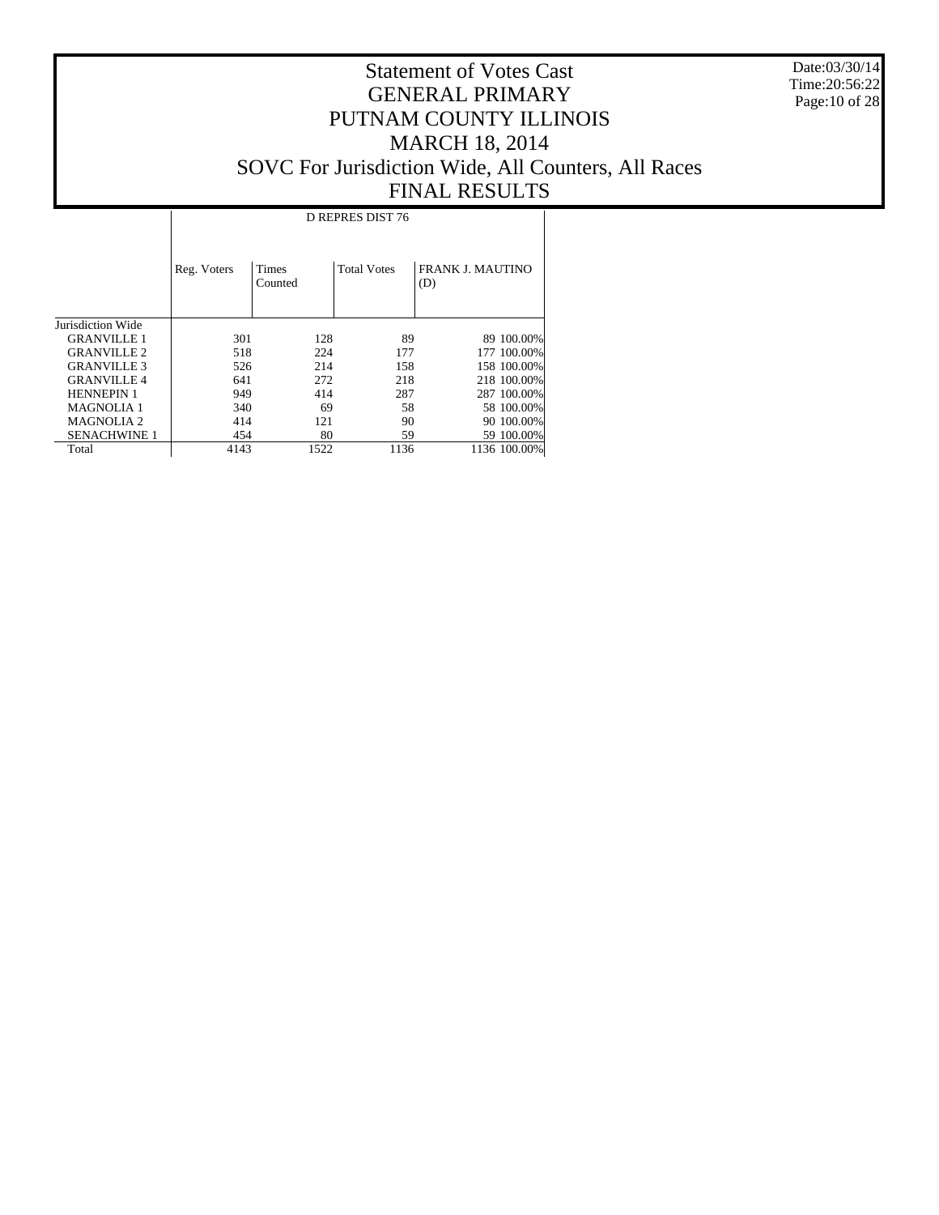# Statement of Votes Cast
# GENERAL PRIMARY
# PUTNAM COUNTY ILLINOIS
# MARCH 18, 2014
# SOVC For Jurisdiction Wide, All Counters, All Races
# FINAL RESULTS

Date:03/30/14
Time:20:56:22

| | D REPRES DIST 76 | | | | |
|---|---|---|---|---|---|
| | Reg. Voters | Times Counted | Total Votes | FRANK J. MAUTINO (D) | |
| Jurisdiction Wide | | | | | |
| GRANVILLE 1 | 301 | 128 | 89 | 89 | 100.00% |
| GRANVILLE 2 | 518 | 224 | 177 | 177 | 100.00% |
| GRANVILLE 3 | 526 | 214 | 158 | 158 | 100.00% |
| GRANVILLE 4 | 641 | 272 | 218 | 218 | 100.00% |
| HENNEPIN 1 | 949 | 414 | 287 | 287 | 100.00% |
| MAGNOLIA 1 | 340 | 69 | 58 | 58 | 100.00% |
| MAGNOLIA 2 | 414 | 121 | 90 | 90 | 100.00% |
| SENACHWINE 1 | 454 | 80 | 59 | 59 | 100.00% |
| Total | 4143 | 1522 | 1136 | 1136 | 100.00% |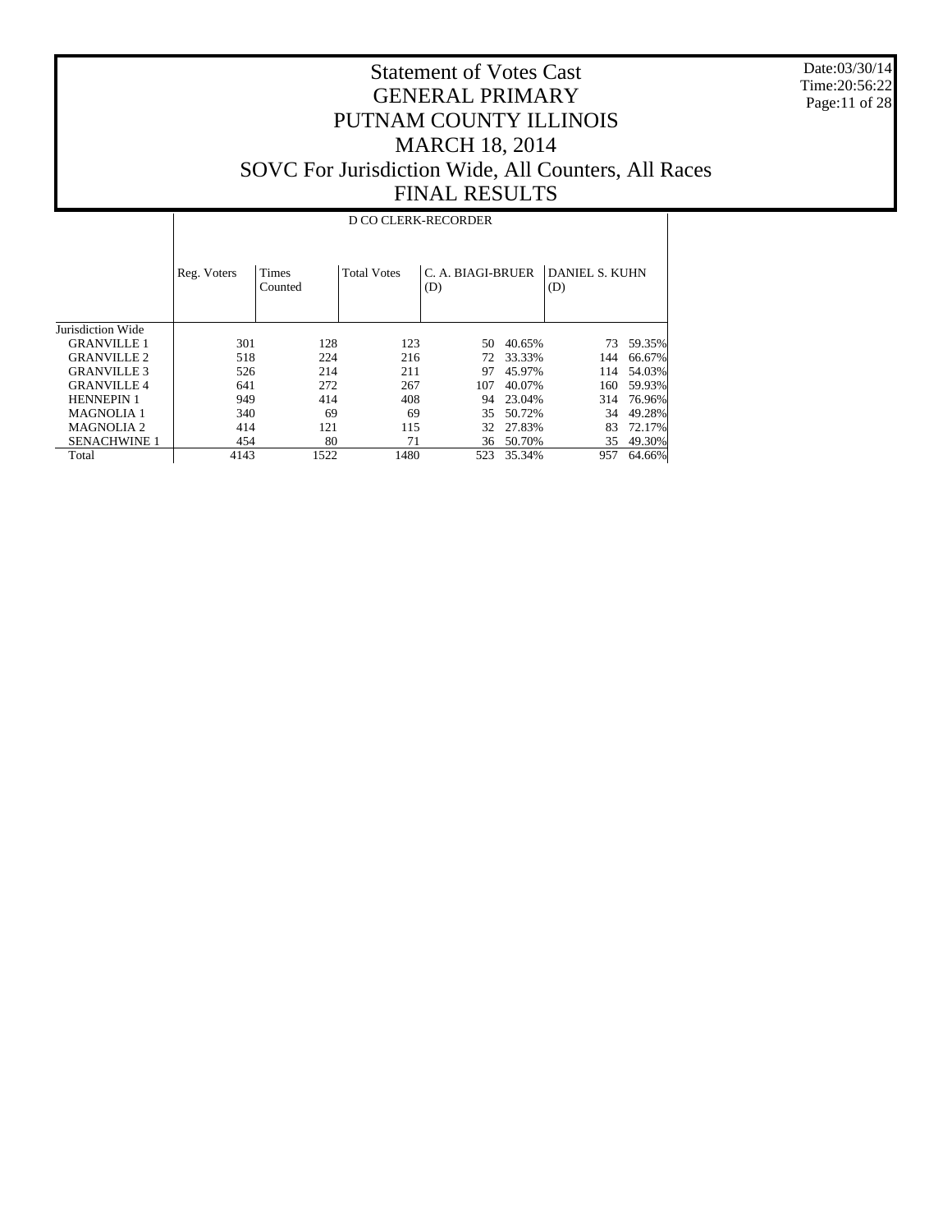# Statement of Votes Cast
# GENERAL PRIMARY
# PUTNAM COUNTY ILLINOIS
# MARCH 18, 2014
# SOVC For Jurisdiction Wide, All Counters, All Races
# FINAL RESULTS

Date:03/30/14
Time:20:56:22

D CO CLERK-RECORDER

| | Reg. Voters | Times Counted | Total Votes | C. A. BIAGI-BRUER (D) | | DANIEL S. KUHN (D) | |
|---|---|---|---|---|---|---|---|
| Jurisdiction Wide | | | | | | | |
| GRANVILLE 1 | 301 | 128 | 123 | 50 | 40.65% | 73 | 59.35% |
| GRANVILLE 2 | 518 | 224 | 216 | 72 | 33.33% | 144 | 66.67% |
| GRANVILLE 3 | 526 | 214 | 211 | 97 | 45.97% | 114 | 54.03% |
| GRANVILLE 4 | 641 | 272 | 267 | 107 | 40.07% | 160 | 59.93% |
| HENNEPIN 1 | 949 | 414 | 408 | 94 | 23.04% | 314 | 76.96% |
| MAGNOLIA 1 | 340 | 69 | 69 | 35 | 50.72% | 34 | 49.28% |
| MAGNOLIA 2 | 414 | 121 | 115 | 32 | 27.83% | 83 | 72.17% |
| SENACHWINE 1 | 454 | 80 | 71 | 36 | 50.70% | 35 | 49.30% |
| Total | 4143 | 1522 | 1480 | 523 | 35.34% | 957 | 64.66% |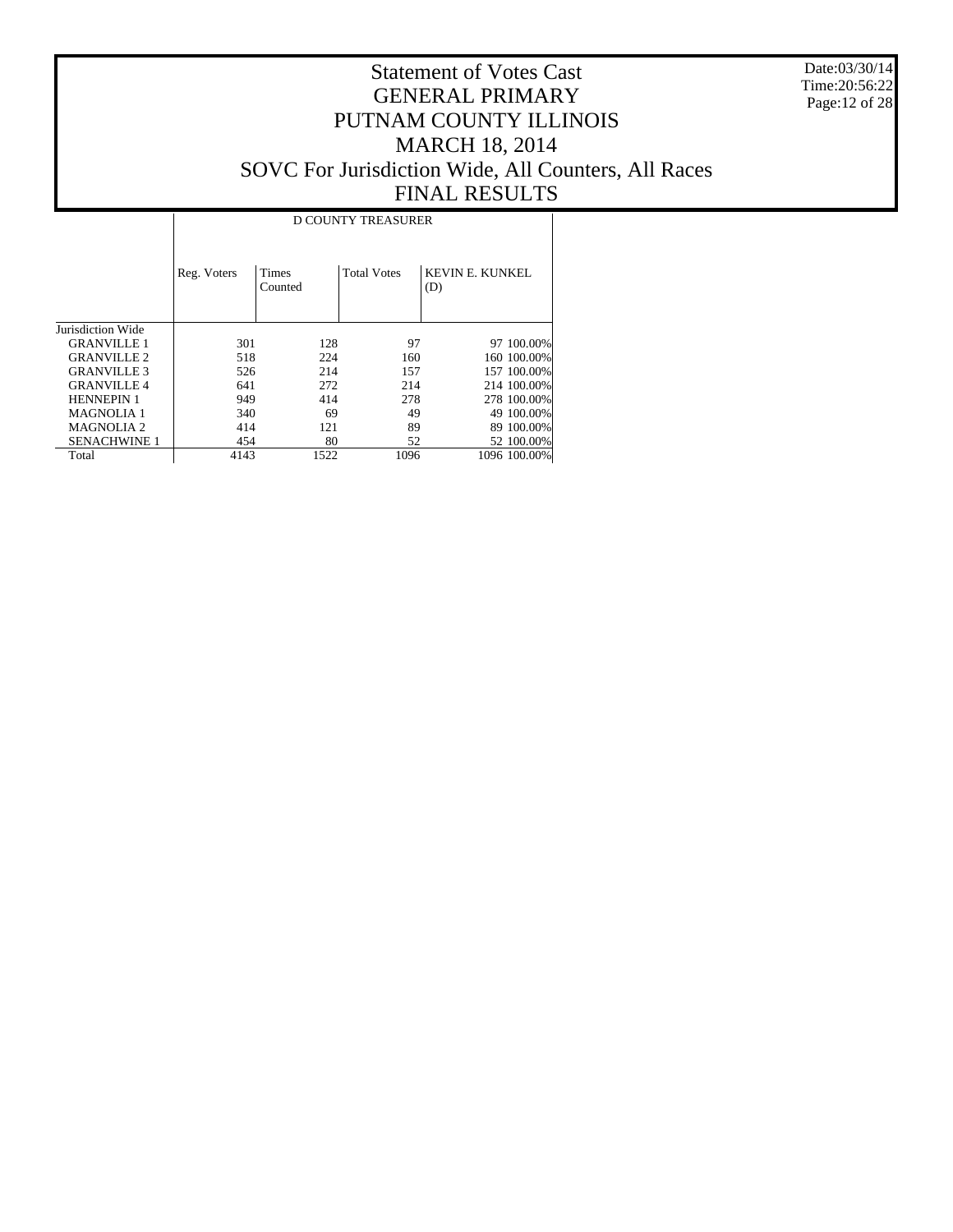# Statement of Votes Cast
# GENERAL PRIMARY
# PUTNAM COUNTY ILLINOIS
# MARCH 18, 2014
# SOVC For Jurisdiction Wide, All Counters, All Races
# FINAL RESULTS

| | D COUNTY TREASURER | | | | |
|---|---|---|---|---|---|
| | Reg. Voters | Times Counted | Total Votes | KEVIN E. KUNKEL (D) | |
| Jurisdiction Wide | | | | | |
| GRANVILLE 1 | 301 | 128 | 97 | 97 | 100.00% |
| GRANVILLE 2 | 518 | 224 | 160 | 160 | 100.00% |
| GRANVILLE 3 | 526 | 214 | 157 | 157 | 100.00% |
| GRANVILLE 4 | 641 | 272 | 214 | 214 | 100.00% |
| HENNEPIN 1 | 949 | 414 | 278 | 278 | 100.00% |
| MAGNOLIA 1 | 340 | 69 | 49 | 49 | 100.00% |
| MAGNOLIA 2 | 414 | 121 | 89 | 89 | 100.00% |
| SENACHWINE 1 | 454 | 80 | 52 | 52 | 100.00% |
| Total | 4143 | 1522 | 1096 | 1096 | 100.00% |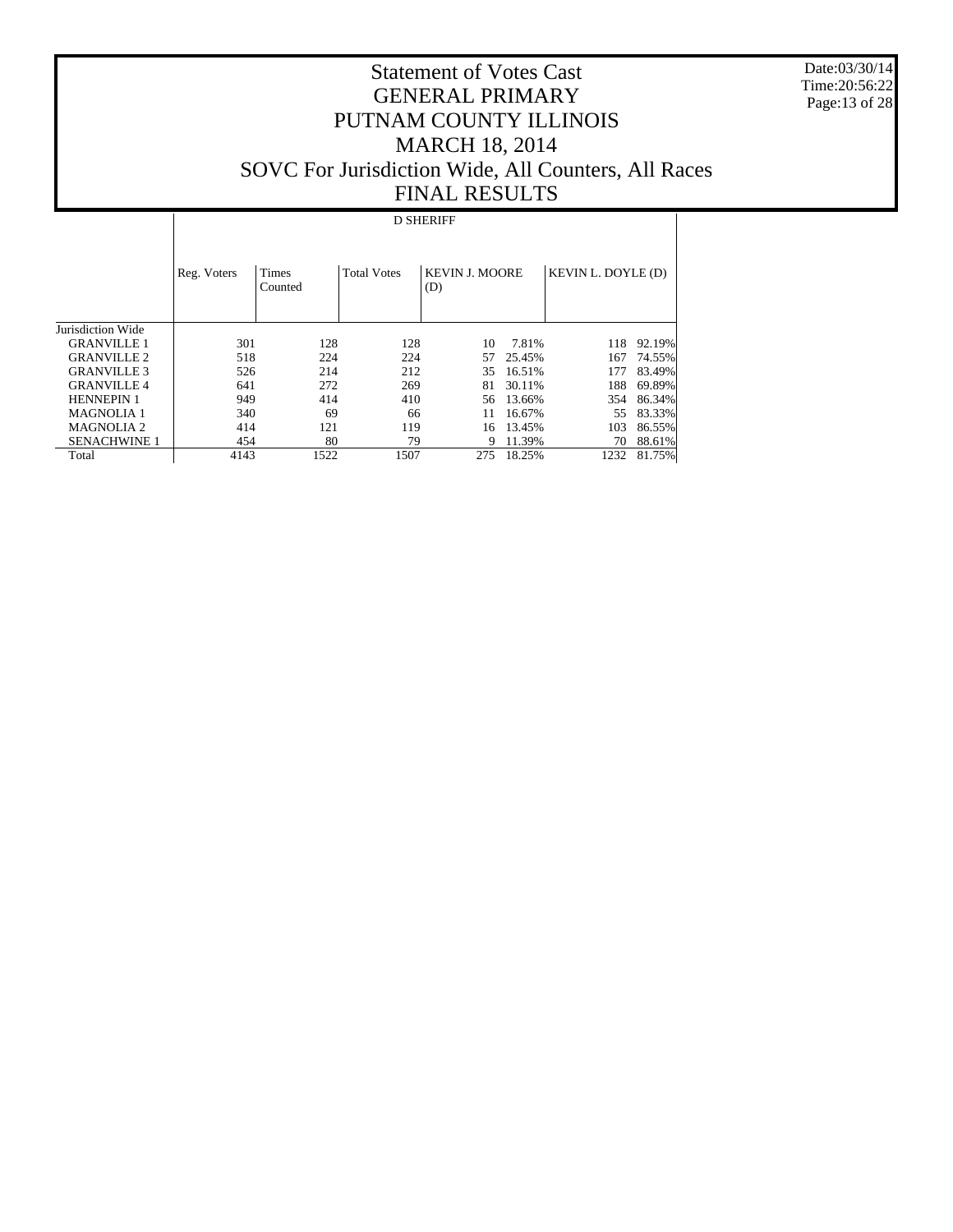# Statement of Votes Cast
# GENERAL PRIMARY
# PUTNAM COUNTY ILLINOIS
# MARCH 18, 2014
# SOVC For Jurisdiction Wide, All Counters, All Races
# FINAL RESULTS

Date:03/30/14
Time:20:56:22

| | D SHERIFF | | | | | | |
|---|---|---|---|---|---|---|---|
| | Reg. Voters | Times Counted | Total Votes | KEVIN J. MOORE (D) | | KEVIN L. DOYLE (D) | |
| Jurisdiction Wide | | | | | | | |
| GRANVILLE 1 | 301 | 128 | 128 | 10 | 7.81% | 118 | 92.19% |
| GRANVILLE 2 | 518 | 224 | 224 | 57 | 25.45% | 167 | 74.55% |
| GRANVILLE 3 | 526 | 214 | 212 | 35 | 16.51% | 177 | 83.49% |
| GRANVILLE 4 | 641 | 272 | 269 | 81 | 30.11% | 188 | 69.89% |
| HENNEPIN 1 | 949 | 414 | 410 | 56 | 13.66% | 354 | 86.34% |
| MAGNOLIA 1 | 340 | 69 | 66 | 11 | 16.67% | 55 | 83.33% |
| MAGNOLIA 2 | 414 | 121 | 119 | 16 | 13.45% | 103 | 86.55% |
| SENACHWINE 1 | 454 | 80 | 79 | 9 | 11.39% | 70 | 88.61% |
| Total | 4143 | 1522 | 1507 | 275 | 18.25% | 1232 | 81.75% |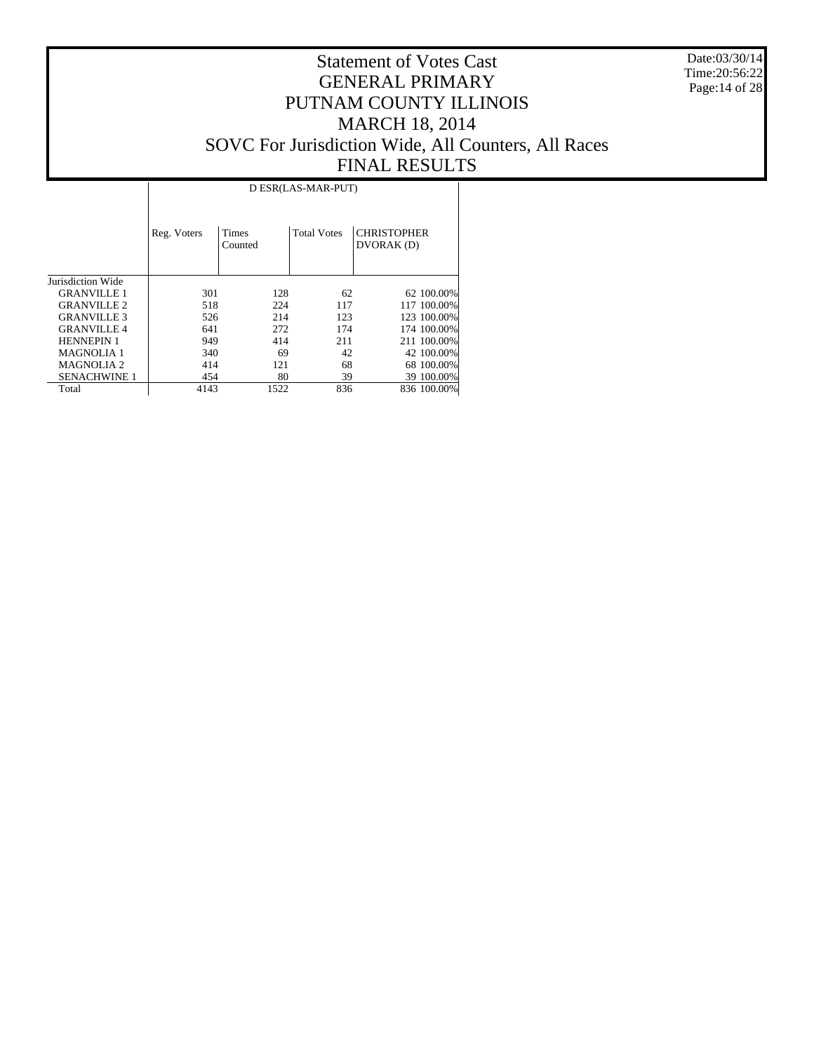# Statement of Votes Cast
# GENERAL PRIMARY
# PUTNAM COUNTY ILLINOIS
# MARCH 18, 2014
# SOVC For Jurisdiction Wide, All Counters, All Races
# FINAL RESULTS

Date:03/30/14
Time:20:56:22

| | D ESR(LAS-MAR-PUT) | | | | |
|---|---|---|---|---|---|
| | Reg. Voters | Times Counted | Total Votes | CHRISTOPHER DVORAK (D) | |
| Jurisdiction Wide | | | | | |
| GRANVILLE 1 | 301 | 128 | 62 | 62 | 100.00% |
| GRANVILLE 2 | 518 | 224 | 117 | 117 | 100.00% |
| GRANVILLE 3 | 526 | 214 | 123 | 123 | 100.00% |
| GRANVILLE 4 | 641 | 272 | 174 | 174 | 100.00% |
| HENNEPIN 1 | 949 | 414 | 211 | 211 | 100.00% |
| MAGNOLIA 1 | 340 | 69 | 42 | 42 | 100.00% |
| MAGNOLIA 2 | 414 | 121 | 68 | 68 | 100.00% |
| SENACHWINE 1 | 454 | 80 | 39 | 39 | 100.00% |
| Total | 4143 | 1522 | 836 | 836 | 100.00% |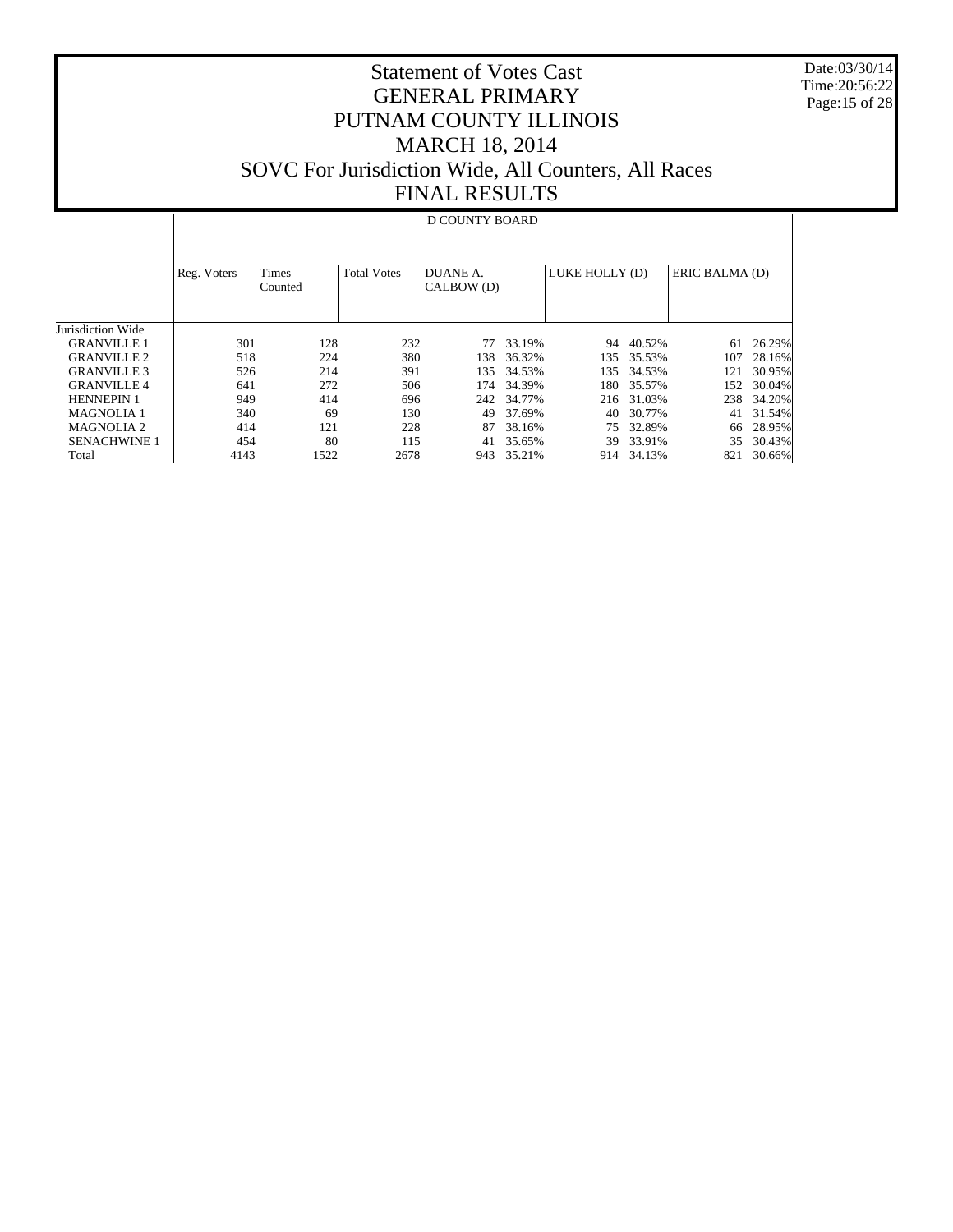# Statement of Votes Cast
## GENERAL PRIMARY
## PUTNAM COUNTY ILLINOIS
## MARCH 18, 2014
## SOVC For Jurisdiction Wide, All Counters, All Races
## FINAL RESULTS

Date:03/30/14
Time:20:56:22

| | D COUNTY BOARD | | | | | | | | |
|---|---|---|---|---|---|---|---|---|---|
| | Reg. Voters | Times Counted | Total Votes | DUANE A. CALBOW (D) | | LUKE HOLLY (D) | | ERIC BALMA (D) | |
| Jurisdiction Wide | | | | | | | | | |
| GRANVILLE 1 | 301 | 128 | 232 | 77 | 33.19% | 94 | 40.52% | 61 | 26.29% |
| GRANVILLE 2 | 518 | 224 | 380 | 138 | 36.32% | 135 | 35.53% | 107 | 28.16% |
| GRANVILLE 3 | 526 | 214 | 391 | 135 | 34.53% | 135 | 34.53% | 121 | 30.95% |
| GRANVILLE 4 | 641 | 272 | 506 | 174 | 34.39% | 180 | 35.57% | 152 | 30.04% |
| HENNEPIN 1 | 949 | 414 | 696 | 242 | 34.77% | 216 | 31.03% | 238 | 34.20% |
| MAGNOLIA 1 | 340 | 69 | 130 | 49 | 37.69% | 40 | 30.77% | 41 | 31.54% |
| MAGNOLIA 2 | 414 | 121 | 228 | 87 | 38.16% | 75 | 32.89% | 66 | 28.95% |
| SENACHWINE 1 | 454 | 80 | 115 | 41 | 35.65% | 39 | 33.91% | 35 | 30.43% |
| Total | 4143 | 1522 | 2678 | 943 | 35.21% | 914 | 34.13% | 821 | 30.66% |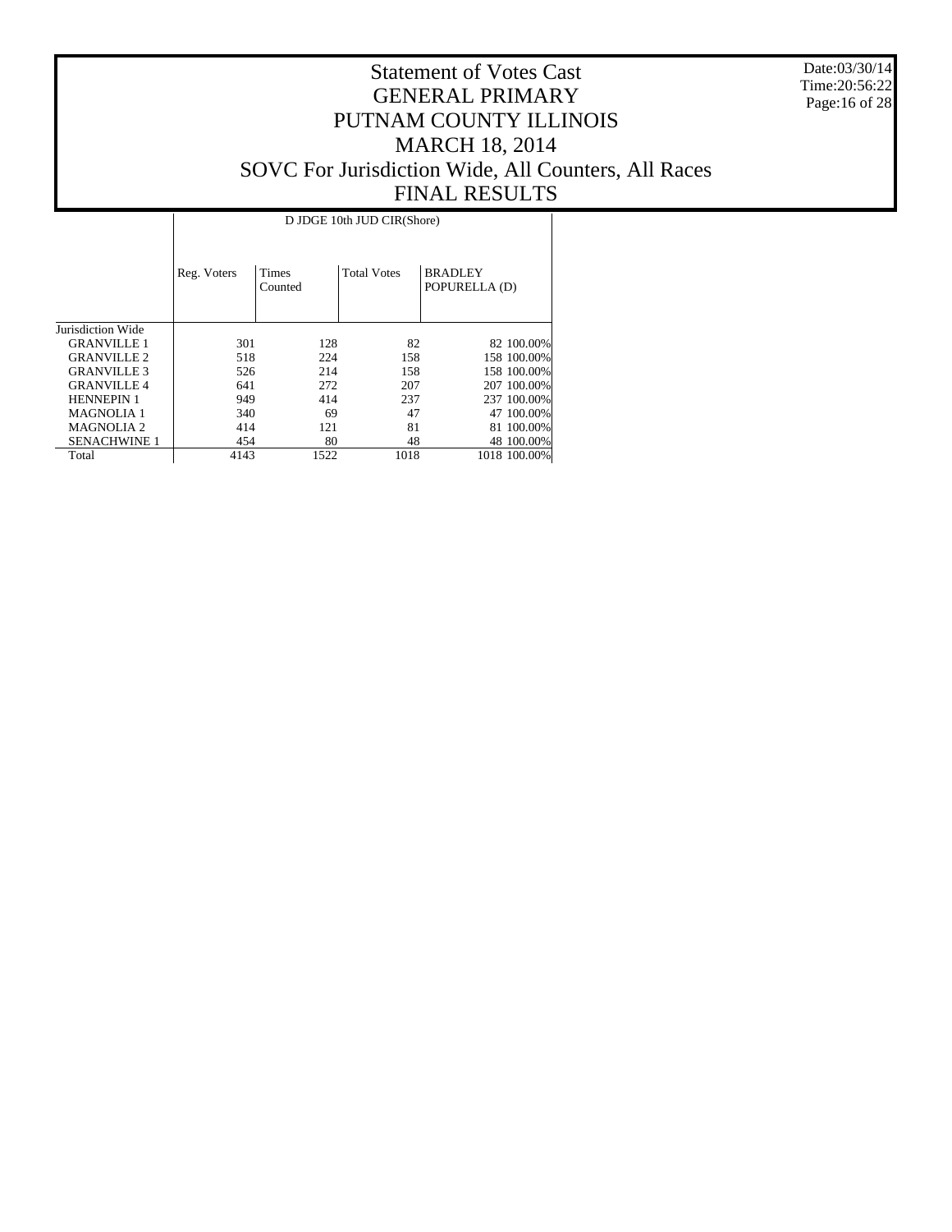# Statement of Votes Cast
# GENERAL PRIMARY
# PUTNAM COUNTY ILLINOIS
# MARCH 18, 2014
# SOVC For Jurisdiction Wide, All Counters, All Races
# FINAL RESULTS

Date:03/30/14
Time:20:56:22

| | D JDGE 10th JUD CIR(Shore) | | | | |
|---|---|---|---|---|---|
| | Reg. Voters | Times Counted | Total Votes | BRADLEY POPURELLA (D) | |
| Jurisdiction Wide | | | | | |
| GRANVILLE 1 | 301 | 128 | 82 | 82 | 100.00% |
| GRANVILLE 2 | 518 | 224 | 158 | 158 | 100.00% |
| GRANVILLE 3 | 526 | 214 | 158 | 158 | 100.00% |
| GRANVILLE 4 | 641 | 272 | 207 | 207 | 100.00% |
| HENNEPIN 1 | 949 | 414 | 237 | 237 | 100.00% |
| MAGNOLIA 1 | 340 | 69 | 47 | 47 | 100.00% |
| MAGNOLIA 2 | 414 | 121 | 81 | 81 | 100.00% |
| SENACHWINE 1 | 454 | 80 | 48 | 48 | 100.00% |
| Total | 4143 | 1522 | 1018 | 1018 | 100.00% |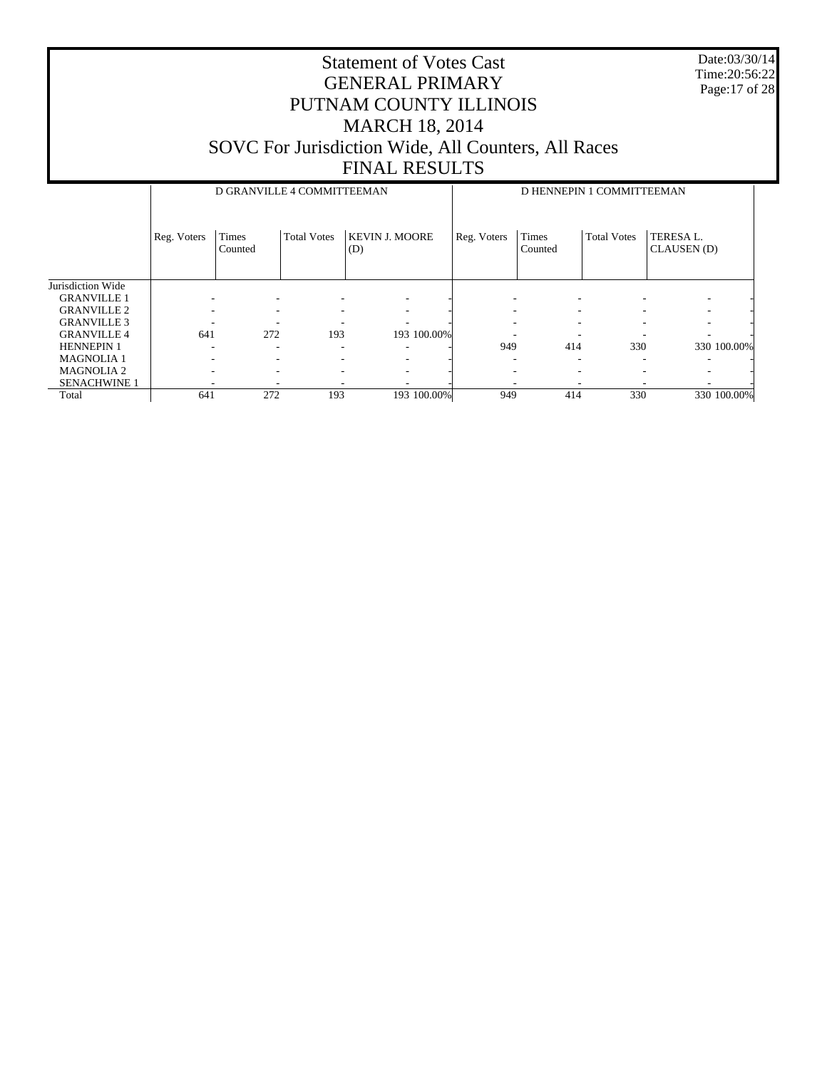# Statement of Votes Cast
# GENERAL PRIMARY
# PUTNAM COUNTY ILLINOIS
# MARCH 18, 2014
# SOVC For Jurisdiction Wide, All Counters, All Races
# FINAL RESULTS

Date:03/30/14
Time:20:56:22

| | D GRANVILLE 4 COMMITTEEMAN | | | | | D HENNEPIN 1 COMMITTEEMAN | | | | |
|---|---|---|---|---|---|---|---|---|---|---|
| | Reg. Voters | Times Counted | Total Votes | KEVIN J. MOORE (D) | | Reg. Voters | Times Counted | Total Votes | TERESA L. CLAUSEN (D) | |
| Jurisdiction Wide | | | | | | | | | | |
| GRANVILLE 1 | - | - | - | - | - | - | - | - | - | - |
| GRANVILLE 2 | - | - | - | - | - | - | - | - | - | - |
| GRANVILLE 3 | - | - | - | - | - | - | - | - | - | - |
| GRANVILLE 4 | 641 | 272 | 193 | 193 | 100.00% | - | - | - | - | - |
| HENNEPIN 1 | - | - | - | - | - | 949 | 414 | 330 | 330 | 100.00% |
| MAGNOLIA 1 | - | - | - | - | - | - | - | - | - | - |
| MAGNOLIA 2 | - | - | - | - | - | - | - | - | - | - |
| SENACHWINE 1 | - | - | - | - | - | - | - | - | - | - |
| Total | 641 | 272 | 193 | 193 | 100.00% | 949 | 414 | 330 | 330 | 100.00% |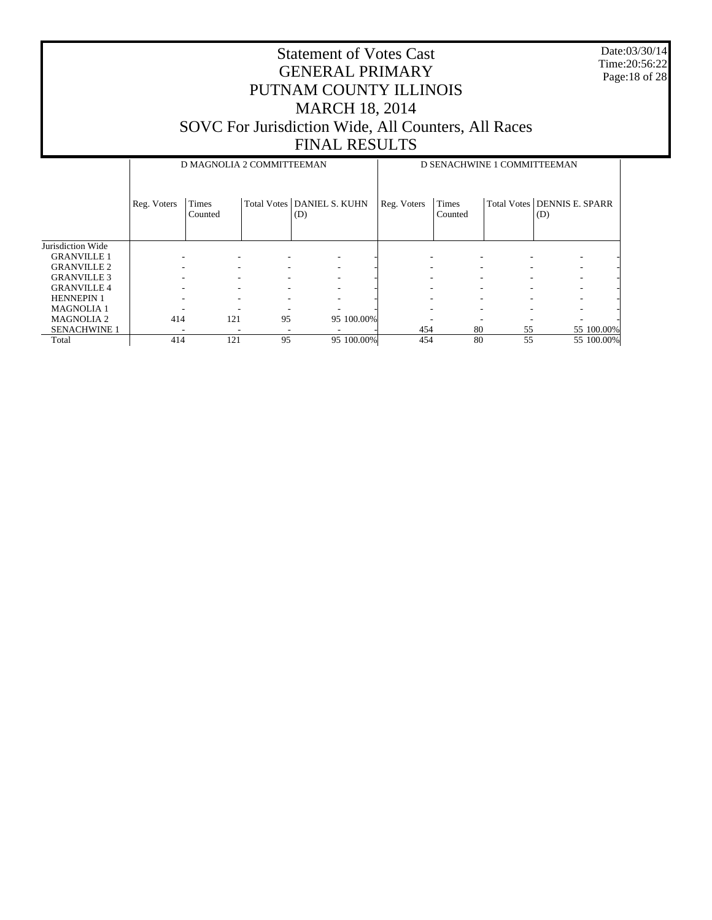# Statement of Votes Cast
# GENERAL PRIMARY
# PUTNAM COUNTY ILLINOIS
# MARCH 18, 2014
# SOVC For Jurisdiction Wide, All Counters, All Races
# FINAL RESULTS

Date:03/30/14
Time:20:56:22

| | D MAGNOLIA 2 COMMITTEEMAN | | | | | D SENACHWINE 1 COMMITTEEMAN | | | | |
|---|---|---|---|---|---|---|---|---|---|---|
| | Reg. Voters | Times Counted | Total Votes | DANIEL S. KUHN (D) | | Reg. Voters | Times Counted | Total Votes | DENNIS E. SPARR (D) | |
| Jurisdiction Wide | | | | | | | | | | |
| GRANVILLE 1 | - | - | - | - | - | - | - | - | - | - |
| GRANVILLE 2 | - | - | - | - | - | - | - | - | - | - |
| GRANVILLE 3 | - | - | - | - | - | - | - | - | - | - |
| GRANVILLE 4 | - | - | - | - | - | - | - | - | - | - |
| HENNEPIN 1 | - | - | - | - | - | - | - | - | - | - |
| MAGNOLIA 1 | - | - | - | - | - | - | - | - | - | - |
| MAGNOLIA 2 | 414 | 121 | 95 | 95 | 100.00% | - | - | - | - | - |
| SENACHWINE 1 | - | - | - | - | - | 454 | 80 | 55 | 55 | 100.00% |
| Total | 414 | 121 | 95 | 95 | 100.00% | 454 | 80 | 55 | 55 | 100.00% |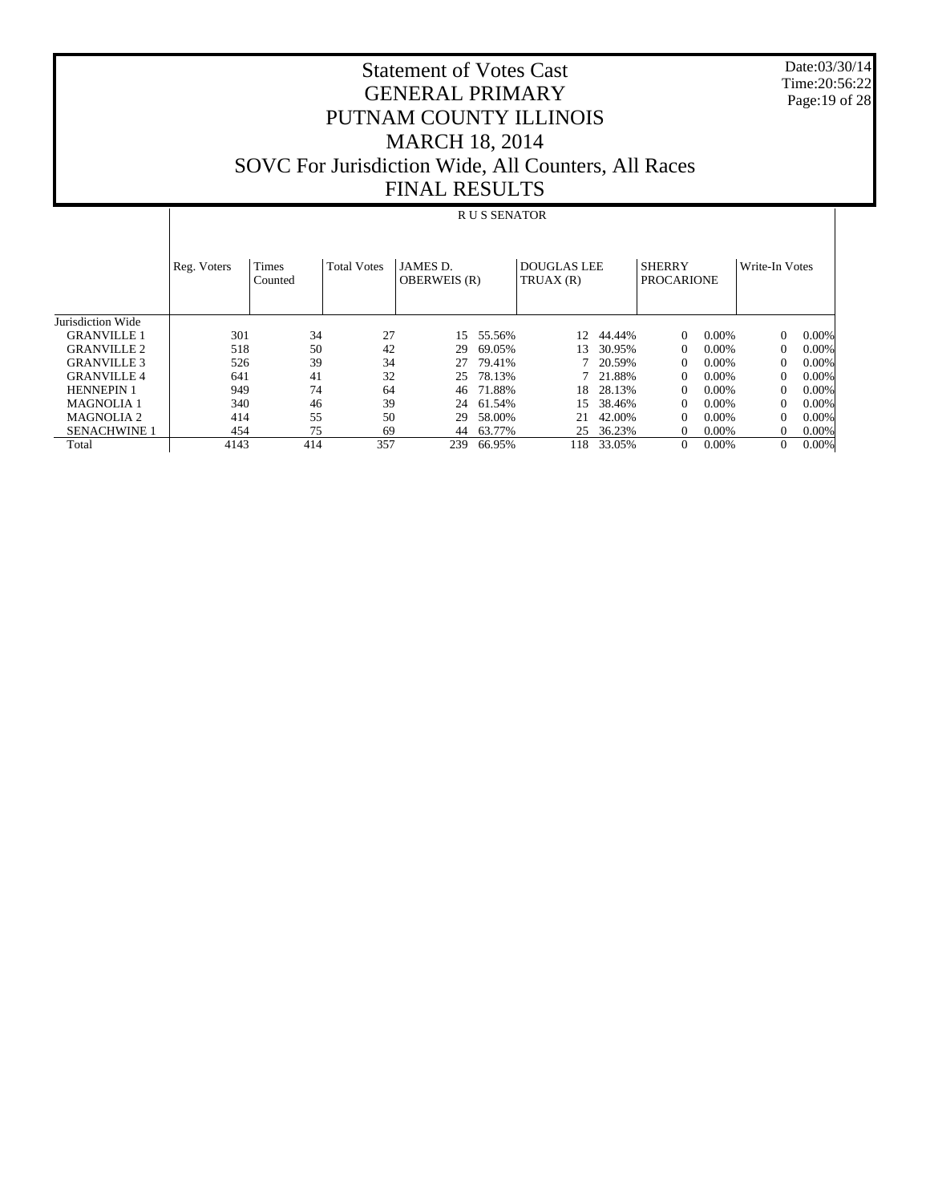# Statement of Votes Cast
# GENERAL PRIMARY
# PUTNAM COUNTY ILLINOIS
# MARCH 18, 2014
# SOVC For Jurisdiction Wide, All Counters, All Races
# FINAL RESULTS

Date:03/30/14
Time:20:56:22

## R U S SENATOR

| | Reg. Voters | Times Counted | Total Votes | JAMES D. OBERWEIS (R) | | DOUGLAS LEE TRUAX (R) | | SHERRY PROCARIONE | | Write-In Votes | |
|---|---|---|---|---|---|---|---|---|---|---|---|
| Jurisdiction Wide | | | | | | | | | | | |
| GRANVILLE 1 | 301 | 34 | 27 | 15 | 55.56% | 12 | 44.44% | 0 | 0.00% | 0 | 0.00% |
| GRANVILLE 2 | 518 | 50 | 42 | 29 | 69.05% | 13 | 30.95% | 0 | 0.00% | 0 | 0.00% |
| GRANVILLE 3 | 526 | 39 | 34 | 27 | 79.41% | 7 | 20.59% | 0 | 0.00% | 0 | 0.00% |
| GRANVILLE 4 | 641 | 41 | 32 | 25 | 78.13% | 7 | 21.88% | 0 | 0.00% | 0 | 0.00% |
| HENNEPIN 1 | 949 | 74 | 64 | 46 | 71.88% | 18 | 28.13% | 0 | 0.00% | 0 | 0.00% |
| MAGNOLIA 1 | 340 | 46 | 39 | 24 | 61.54% | 15 | 38.46% | 0 | 0.00% | 0 | 0.00% |
| MAGNOLIA 2 | 414 | 55 | 50 | 29 | 58.00% | 21 | 42.00% | 0 | 0.00% | 0 | 0.00% |
| SENACHWINE 1 | 454 | 75 | 69 | 44 | 63.77% | 25 | 36.23% | 0 | 0.00% | 0 | 0.00% |
| Total | 4143 | 414 | 357 | 239 | 66.95% | 118 | 33.05% | 0 | 0.00% | 0 | 0.00% |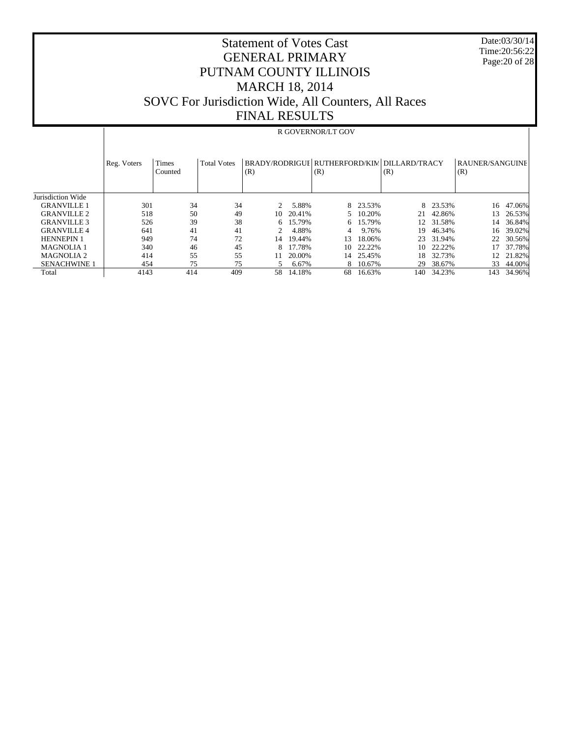# Statement of Votes Cast
# GENERAL PRIMARY
# PUTNAM COUNTY ILLINOIS
# MARCH 18, 2014
# SOVC For Jurisdiction Wide, All Counters, All Races
# FINAL RESULTS

Date:03/30/14
Time:20:56:22

| | | | | R GOVERNOR/LT GOV | | | | | | | |
|---|---|---|---|---|---|---|---|---|---|---|---|
| | Reg. Voters | Times Counted | Total Votes | BRADY/RODRIGUI (R) | | RUTHERFORD/KIM (R) | | DILLARD/TRACY (R) | | RAUNER/SANGUINI (R) | |
| Jurisdiction Wide | | | | | | | | | | | |
| GRANVILLE 1 | 301 | 34 | 34 | 2 | 5.88% | 8 | 23.53% | 8 | 23.53% | 16 | 47.06% |
| GRANVILLE 2 | 518 | 50 | 49 | 10 | 20.41% | 5 | 10.20% | 21 | 42.86% | 13 | 26.53% |
| GRANVILLE 3 | 526 | 39 | 38 | 6 | 15.79% | 6 | 15.79% | 12 | 31.58% | 14 | 36.84% |
| GRANVILLE 4 | 641 | 41 | 41 | 2 | 4.88% | 4 | 9.76% | 19 | 46.34% | 16 | 39.02% |
| HENNEPIN 1 | 949 | 74 | 72 | 14 | 19.44% | 13 | 18.06% | 23 | 31.94% | 22 | 30.56% |
| MAGNOLIA 1 | 340 | 46 | 45 | 8 | 17.78% | 10 | 22.22% | 10 | 22.22% | 17 | 37.78% |
| MAGNOLIA 2 | 414 | 55 | 55 | 11 | 20.00% | 14 | 25.45% | 18 | 32.73% | 12 | 21.82% |
| SENACHWINE 1 | 454 | 75 | 75 | 5 | 6.67% | 8 | 10.67% | 29 | 38.67% | 33 | 44.00% |
| Total | 4143 | 414 | 409 | 58 | 14.18% | 68 | 16.63% | 140 | 34.23% | 143 | 34.96% |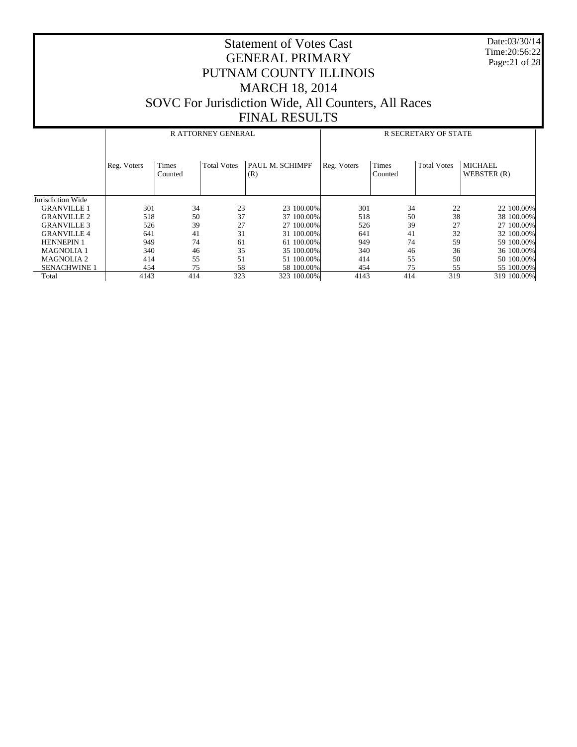# Statement of Votes Cast
## GENERAL PRIMARY
## PUTNAM COUNTY ILLINOIS
## MARCH 18, 2014
## SOVC For Jurisdiction Wide, All Counters, All Races
## FINAL RESULTS

Date:03/30/14
Time:20:56:22

| | R ATTORNEY GENERAL | | | | | R SECRETARY OF STATE | | | | |
|---|---|---|---|---|---|---|---|---|---|---|
| | Reg. Voters | Times Counted | Total Votes | PAUL M. SCHIMPF (R) | | Reg. Voters | Times Counted | Total Votes | MICHAEL WEBSTER (R) | |
| Jurisdiction Wide | | | | | | | | | | |
| GRANVILLE 1 | 301 | 34 | 23 | 23 | 100.00% | 301 | 34 | 22 | 22 | 100.00% |
| GRANVILLE 2 | 518 | 50 | 37 | 37 | 100.00% | 518 | 50 | 38 | 38 | 100.00% |
| GRANVILLE 3 | 526 | 39 | 27 | 27 | 100.00% | 526 | 39 | 27 | 27 | 100.00% |
| GRANVILLE 4 | 641 | 41 | 31 | 31 | 100.00% | 641 | 41 | 32 | 32 | 100.00% |
| HENNEPIN 1 | 949 | 74 | 61 | 61 | 100.00% | 949 | 74 | 59 | 59 | 100.00% |
| MAGNOLIA 1 | 340 | 46 | 35 | 35 | 100.00% | 340 | 46 | 36 | 36 | 100.00% |
| MAGNOLIA 2 | 414 | 55 | 51 | 51 | 100.00% | 414 | 55 | 50 | 50 | 100.00% |
| SENACHWINE 1 | 454 | 75 | 58 | 58 | 100.00% | 454 | 75 | 55 | 55 | 100.00% |
| Total | 4143 | 414 | 323 | 323 | 100.00% | 4143 | 414 | 319 | 319 | 100.00% |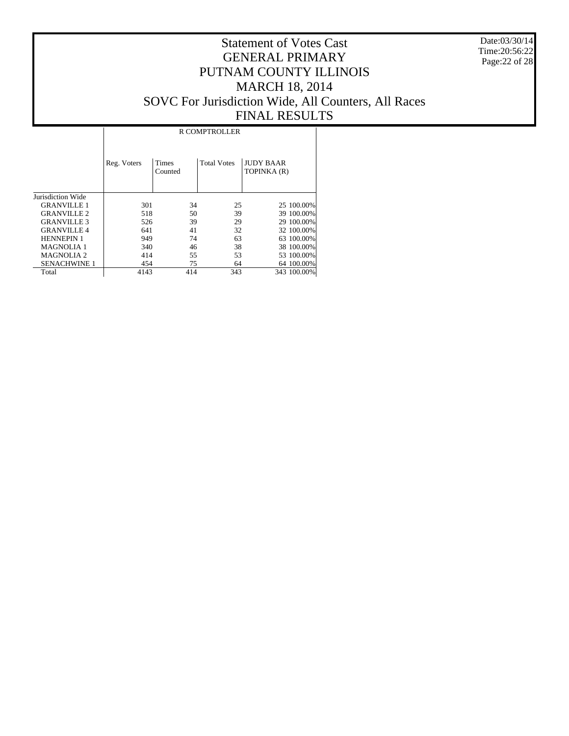# Statement of Votes Cast
# GENERAL PRIMARY
# PUTNAM COUNTY ILLINOIS
# MARCH 18, 2014
# SOVC For Jurisdiction Wide, All Counters, All Races
# FINAL RESULTS

Date:03/30/14
Time:20:56:22

| | R COMPTROLLER | | | | |
|---|---|---|---|---|---|
| | Reg. Voters | Times Counted | Total Votes | JUDY BAAR TOPINKA (R) | |
| Jurisdiction Wide | | | | | |
| GRANVILLE 1 | 301 | 34 | 25 | 25 | 100.00% |
| GRANVILLE 2 | 518 | 50 | 39 | 39 | 100.00% |
| GRANVILLE 3 | 526 | 39 | 29 | 29 | 100.00% |
| GRANVILLE 4 | 641 | 41 | 32 | 32 | 100.00% |
| HENNEPIN 1 | 949 | 74 | 63 | 63 | 100.00% |
| MAGNOLIA 1 | 340 | 46 | 38 | 38 | 100.00% |
| MAGNOLIA 2 | 414 | 55 | 53 | 53 | 100.00% |
| SENACHWINE 1 | 454 | 75 | 64 | 64 | 100.00% |
| Total | 4143 | 414 | 343 | 343 | 100.00% |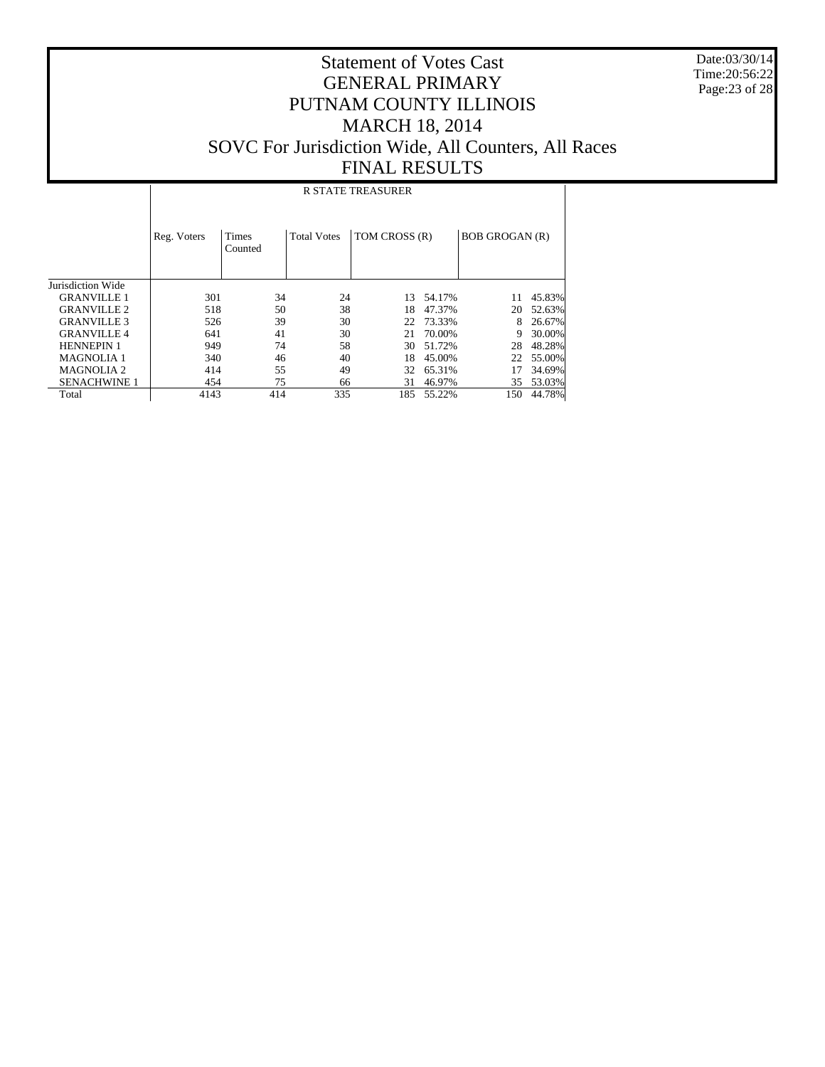# Statement of Votes Cast
# GENERAL PRIMARY
# PUTNAM COUNTY ILLINOIS
# MARCH 18, 2014
# SOVC For Jurisdiction Wide, All Counters, All Races
# FINAL RESULTS

Date:03/30/14
Time:20:56:22

| | R STATE TREASURER | | | | | | |
|---|---|---|---|---|---|---|---|
| | Reg. Voters | Times Counted | Total Votes | TOM CROSS (R) | | BOB GROGAN (R) | |
| Jurisdiction Wide | | | | | | | |
| GRANVILLE 1 | 301 | 34 | 24 | 13 | 54.17% | 11 | 45.83% |
| GRANVILLE 2 | 518 | 50 | 38 | 18 | 47.37% | 20 | 52.63% |
| GRANVILLE 3 | 526 | 39 | 30 | 22 | 73.33% | 8 | 26.67% |
| GRANVILLE 4 | 641 | 41 | 30 | 21 | 70.00% | 9 | 30.00% |
| HENNEPIN 1 | 949 | 74 | 58 | 30 | 51.72% | 28 | 48.28% |
| MAGNOLIA 1 | 340 | 46 | 40 | 18 | 45.00% | 22 | 55.00% |
| MAGNOLIA 2 | 414 | 55 | 49 | 32 | 65.31% | 17 | 34.69% |
| SENACHWINE 1 | 454 | 75 | 66 | 31 | 46.97% | 35 | 53.03% |
| Total | 4143 | 414 | 335 | 185 | 55.22% | 150 | 44.78% |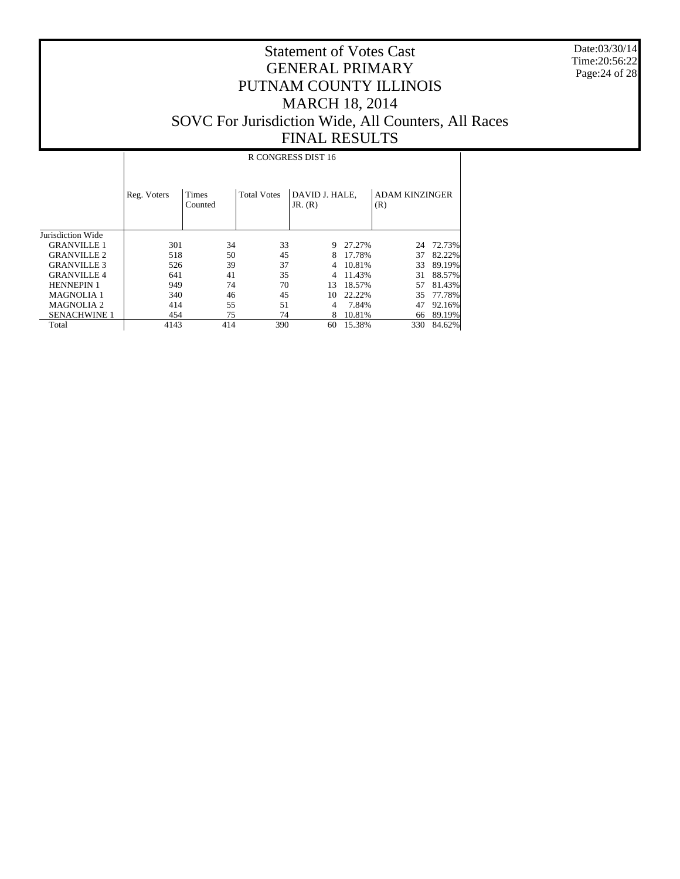# Statement of Votes Cast
# GENERAL PRIMARY
# PUTNAM COUNTY ILLINOIS
# MARCH 18, 2014
# SOVC For Jurisdiction Wide, All Counters, All Races
# FINAL RESULTS

Date:03/30/14
Time:20:56:22

| | R CONGRESS DIST 16 | | | | | | |
|---|---|---|---|---|---|---|---|
| | Reg. Voters | Times Counted | Total Votes | DAVID J. HALE, JR. (R) | | ADAM KINZINGER (R) | |
| Jurisdiction Wide | | | | | | | |
| GRANVILLE 1 | 301 | 34 | 33 | 9 | 27.27% | 24 | 72.73% |
| GRANVILLE 2 | 518 | 50 | 45 | 8 | 17.78% | 37 | 82.22% |
| GRANVILLE 3 | 526 | 39 | 37 | 4 | 10.81% | 33 | 89.19% |
| GRANVILLE 4 | 641 | 41 | 35 | 4 | 11.43% | 31 | 88.57% |
| HENNEPIN 1 | 949 | 74 | 70 | 13 | 18.57% | 57 | 81.43% |
| MAGNOLIA 1 | 340 | 46 | 45 | 10 | 22.22% | 35 | 77.78% |
| MAGNOLIA 2 | 414 | 55 | 51 | 4 | 7.84% | 47 | 92.16% |
| SENACHWINE 1 | 454 | 75 | 74 | 8 | 10.81% | 66 | 89.19% |
| Total | 4143 | 414 | 390 | 60 | 15.38% | 330 | 84.62% |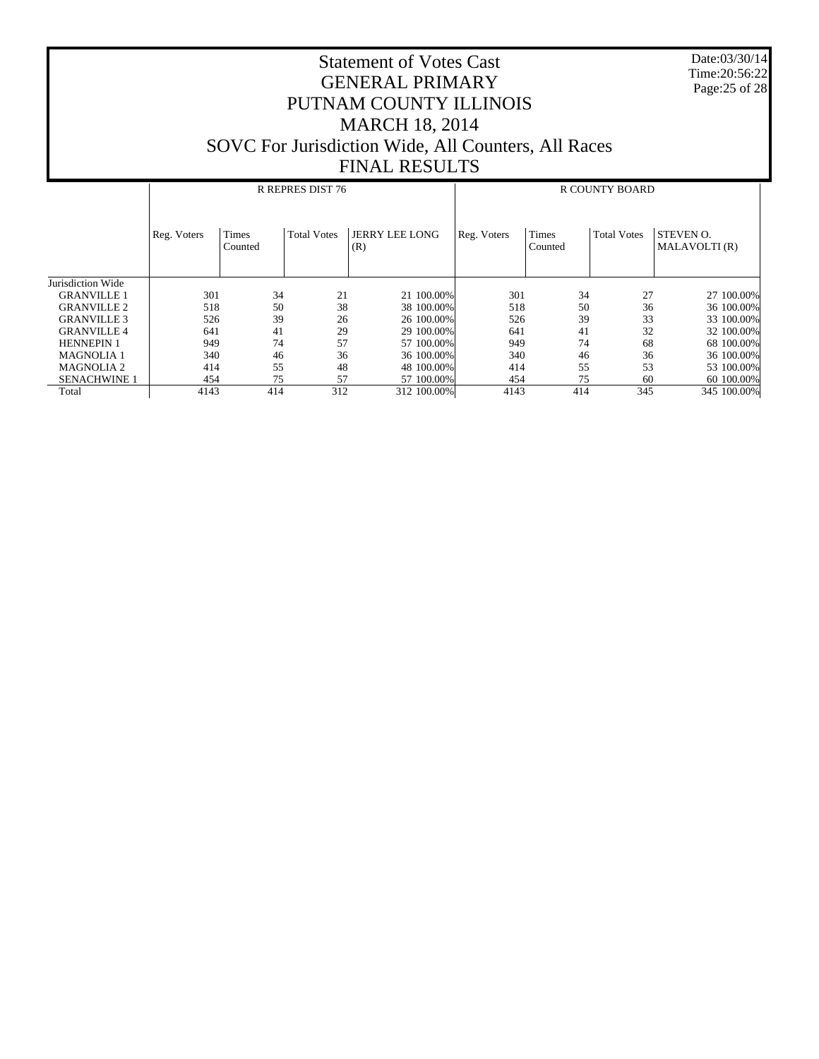# Statement of Votes Cast
# GENERAL PRIMARY
# PUTNAM COUNTY ILLINOIS
# MARCH 18, 2014
# SOVC For Jurisdiction Wide, All Counters, All Races
# FINAL RESULTS

Date:03/30/14
Time:20:56:22

| | R REPRES DIST 76 | | | | | R COUNTY BOARD | | | | |
|---|---|---|---|---|---|---|---|---|---|---|
| | Reg. Voters | Times Counted | Total Votes | JERRY LEE LONG (R) | | Reg. Voters | Times Counted | Total Votes | STEVEN O. MALAVOLTI (R) | |
| Jurisdiction Wide | | | | | | | | | | |
| GRANVILLE 1 | 301 | 34 | 21 | 21 | 100.00% | 301 | 34 | 27 | 27 | 100.00% |
| GRANVILLE 2 | 518 | 50 | 38 | 38 | 100.00% | 518 | 50 | 36 | 36 | 100.00% |
| GRANVILLE 3 | 526 | 39 | 26 | 26 | 100.00% | 526 | 39 | 33 | 33 | 100.00% |
| GRANVILLE 4 | 641 | 41 | 29 | 29 | 100.00% | 641 | 41 | 32 | 32 | 100.00% |
| HENNEPIN 1 | 949 | 74 | 57 | 57 | 100.00% | 949 | 74 | 68 | 68 | 100.00% |
| MAGNOLIA 1 | 340 | 46 | 36 | 36 | 100.00% | 340 | 46 | 36 | 36 | 100.00% |
| MAGNOLIA 2 | 414 | 55 | 48 | 48 | 100.00% | 414 | 55 | 53 | 53 | 100.00% |
| SENACHWINE 1 | 454 | 75 | 57 | 57 | 100.00% | 454 | 75 | 60 | 60 | 100.00% |
| Total | 4143 | 414 | 312 | 312 | 100.00% | 4143 | 414 | 345 | 345 | 100.00% |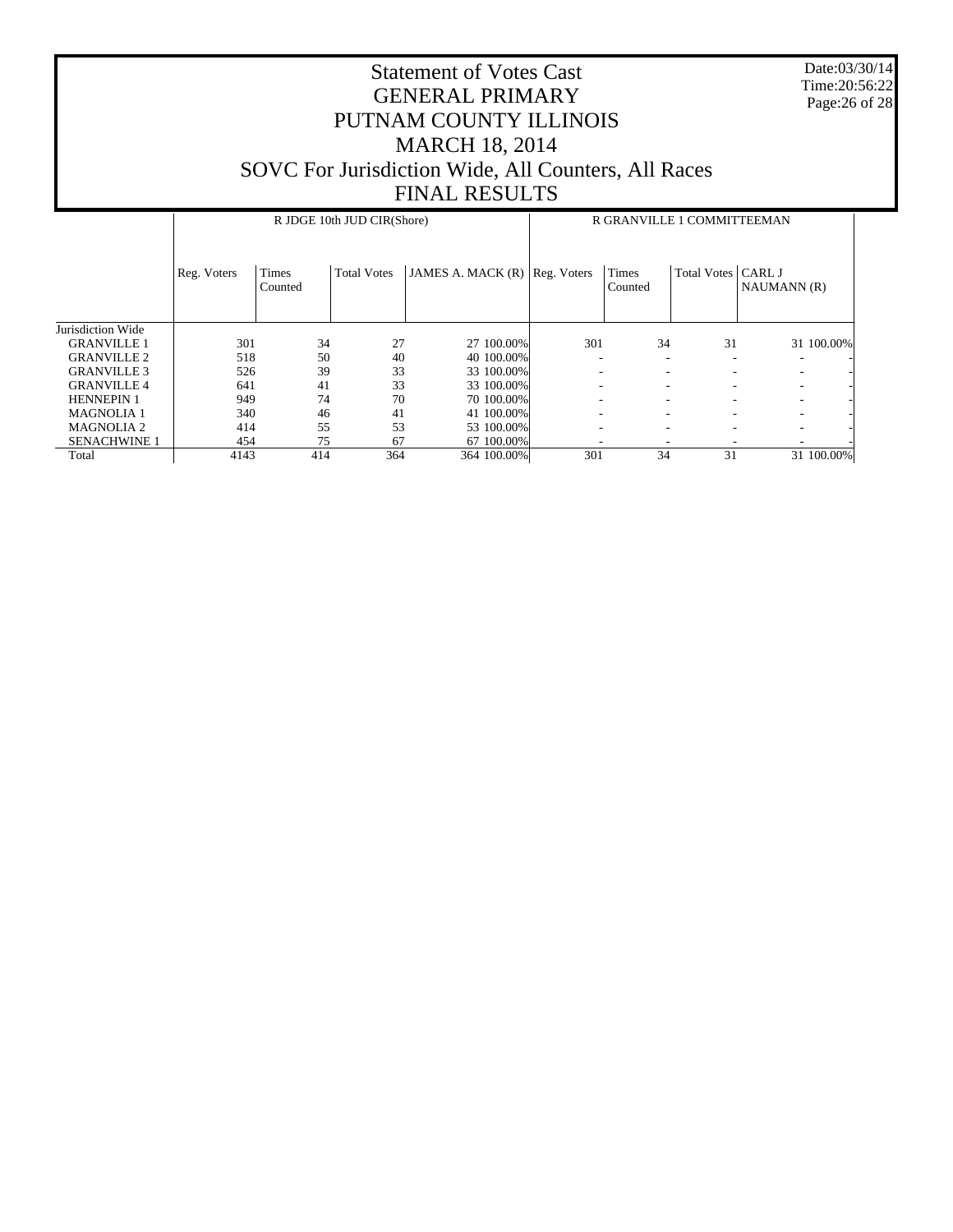# Statement of Votes Cast
## GENERAL PRIMARY
## PUTNAM COUNTY ILLINOIS
## MARCH 18, 2014
## SOVC For Jurisdiction Wide, All Counters, All Races
## FINAL RESULTS

Date:03/30/14
Time:20:56:22

| | R JDGE 10th JUD CIR(Shore) | | | | | R GRANVILLE 1 COMMITTEEMAN | | | | |
|---|---|---|---|---|---|---|---|---|---|---|
| | Reg. Voters | Times Counted | Total Votes | JAMES A. MACK (R) | | Reg. Voters | Times Counted | Total Votes | CARL J NAUMANN (R) | |
| Jurisdiction Wide | | | | | | | | | | |
| GRANVILLE 1 | 301 | 34 | 27 | 27 | 100.00% | 301 | 34 | 31 | 31 | 100.00% |
| GRANVILLE 2 | 518 | 50 | 40 | 40 | 100.00% | - | - | - | - | - |
| GRANVILLE 3 | 526 | 39 | 33 | 33 | 100.00% | - | - | - | - | - |
| GRANVILLE 4 | 641 | 41 | 33 | 33 | 100.00% | - | - | - | - | - |
| HENNEPIN 1 | 949 | 74 | 70 | 70 | 100.00% | - | - | - | - | - |
| MAGNOLIA 1 | 340 | 46 | 41 | 41 | 100.00% | - | - | - | - | - |
| MAGNOLIA 2 | 414 | 55 | 53 | 53 | 100.00% | - | - | - | - | - |
| SENACHWINE 1 | 454 | 75 | 67 | 67 | 100.00% | - | - | - | - | - |
| Total | 4143 | 414 | 364 | 364 | 100.00% | 301 | 34 | 31 | 31 | 100.00% |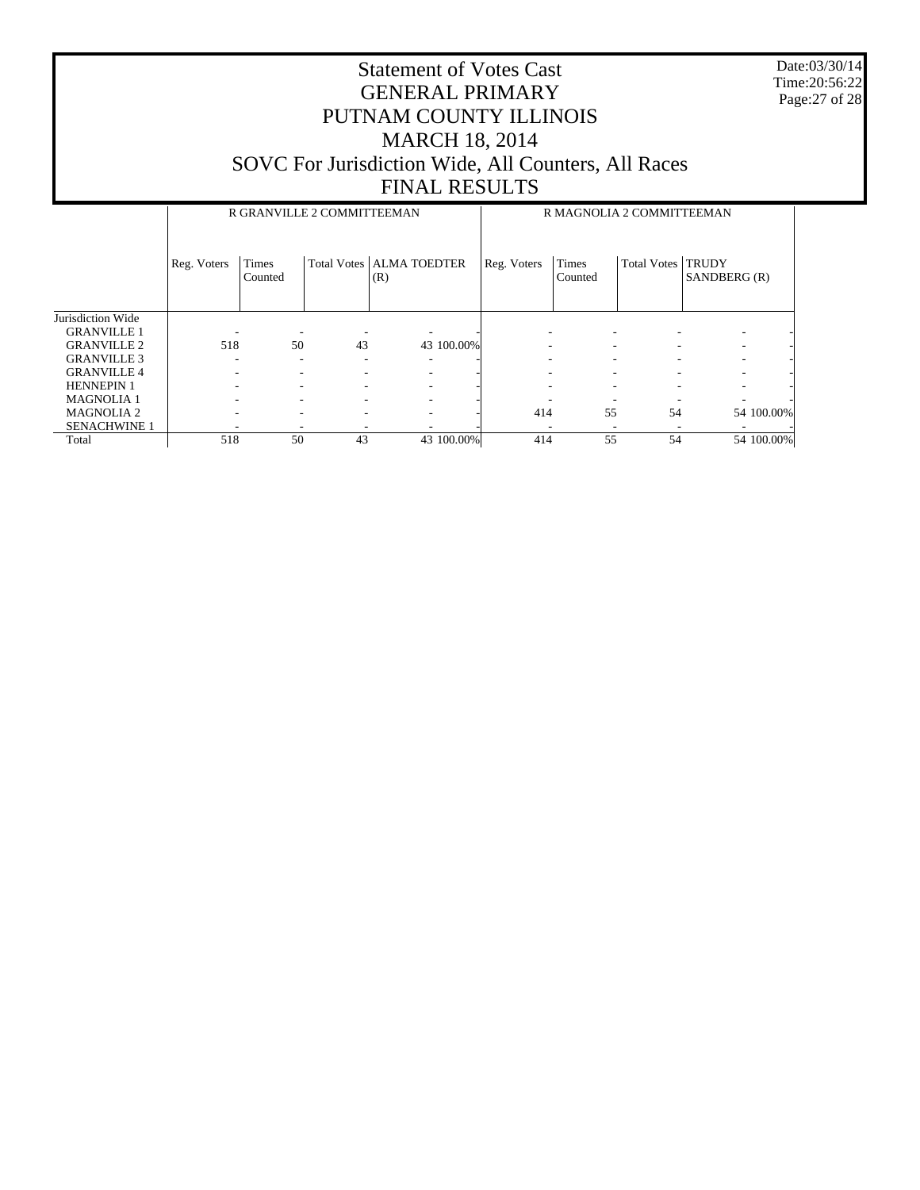# Statement of Votes Cast
# GENERAL PRIMARY
# PUTNAM COUNTY ILLINOIS
# MARCH 18, 2014
# SOVC For Jurisdiction Wide, All Counters, All Races
# FINAL RESULTS

Date:03/30/14
Time:20:56:22

| | R GRANVILLE 2 COMMITTEEMAN | | | | | R MAGNOLIA 2 COMMITTEEMAN | | | | |
|---|---|---|---|---|---|---|---|---|---|---|
| | Reg. Voters | Times Counted | Total Votes | ALMA TOEDTER (R) | | Reg. Voters | Times Counted | Total Votes | TRUDY SANDBERG (R) | |
| Jurisdiction Wide | | | | | | | | | | |
| GRANVILLE 1 | - | - | - | - | - | - | - | - | - | - |
| GRANVILLE 2 | 518 | 50 | 43 | 43 | 100.00% | - | - | - | - | - |
| GRANVILLE 3 | - | - | - | - | - | - | - | - | - | - |
| GRANVILLE 4 | - | - | - | - | - | - | - | - | - | - |
| HENNEPIN 1 | - | - | - | - | - | - | - | - | - | - |
| MAGNOLIA 1 | - | - | - | - | - | - | - | - | - | - |
| MAGNOLIA 2 | - | - | - | - | - | 414 | 55 | 54 | 54 | 100.00% |
| SENACHWINE 1 | - | - | - | - | - | - | - | - | - | - |
| Total | 518 | 50 | 43 | 43 | 100.00% | 414 | 55 | 54 | 54 | 100.00% |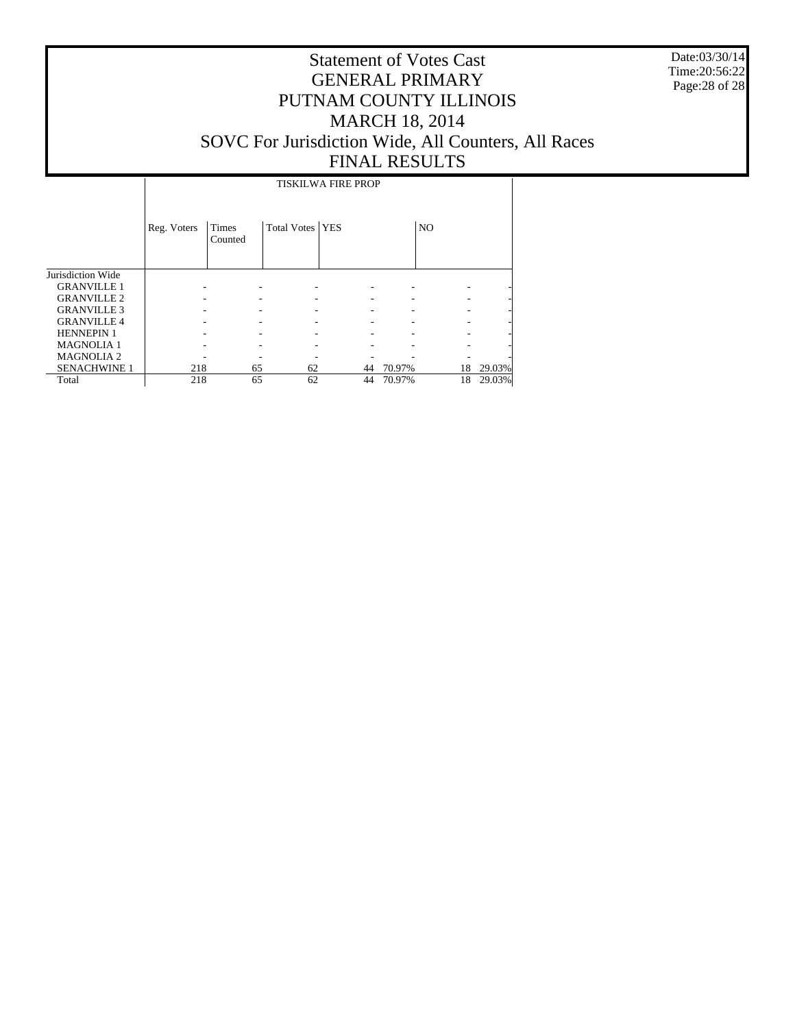# Statement of Votes Cast
# GENERAL PRIMARY
# PUTNAM COUNTY ILLINOIS
# MARCH 18, 2014
# SOVC For Jurisdiction Wide, All Counters, All Races
# FINAL RESULTS

Date:03/30/14
Time:20:56:22

| | TISKILWA FIRE PROP | | | | | | |
|---|---|---|---|---|---|---|---|
| | Reg. Voters | Times Counted | Total Votes | YES | | NO | |
| Jurisdiction Wide | | | | | | | |
| GRANVILLE 1 | - | - | - | - | - | - | - |
| GRANVILLE 2 | - | - | - | - | - | - | - |
| GRANVILLE 3 | - | - | - | - | - | - | - |
| GRANVILLE 4 | - | - | - | - | - | - | - |
| HENNEPIN 1 | - | - | - | - | - | - | - |
| MAGNOLIA 1 | - | - | - | - | - | - | - |
| MAGNOLIA 2 | - | - | - | - | - | - | - |
| SENACHWINE 1 | 218 | 65 | 62 | 44 | 70.97% | 18 | 29.03% |
| Total | 218 | 65 | 62 | 44 | 70.97% | 18 | 29.03% |